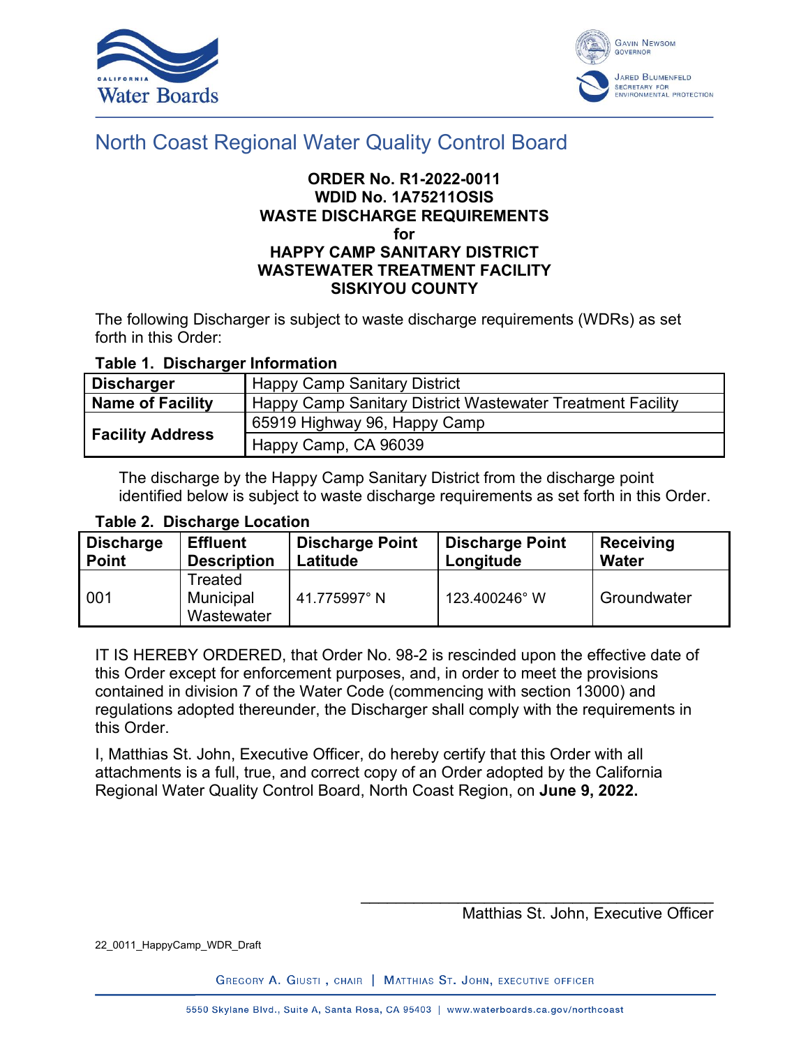# North Coast Regional Water Quality Control Board

**ORDER No. R1-2022-0011**
**WDID No. 1A75211OSIS**
**WASTE DISCHARGE REQUIREMENTS**
**for**
**HAPPY CAMP SANITARY DISTRICT**
**WASTEWATER TREATMENT FACILITY**
**SISKIYOU COUNTY**

The following Discharger is subject to waste discharge requirements (WDRs) as set forth in this Order:

**Table 1. Discharger Information**

| | |
|---|---|
| **Discharger** | Happy Camp Sanitary District |
| **Name of Facility** | Happy Camp Sanitary District Wastewater Treatment Facility |
| **Facility Address** | 65919 Highway 96, Happy Camp |
| | Happy Camp, CA 96039 |

The discharge by the Happy Camp Sanitary District from the discharge point identified below is subject to waste discharge requirements as set forth in this Order.

**Table 2. Discharge Location**

| Discharge Point | Effluent Description | Discharge Point Latitude | Discharge Point Longitude | Receiving Water |
|---|---|---|---|---|
| 001 | Treated Municipal Wastewater | 41.775997° N | 123.400246° W | Groundwater |

IT IS HEREBY ORDERED, that Order No. 98-2 is rescinded upon the effective date of this Order except for enforcement purposes, and, in order to meet the provisions contained in division 7 of the Water Code (commencing with section 13000) and regulations adopted thereunder, the Discharger shall comply with the requirements in this Order.

I, Matthias St. John, Executive Officer, do hereby certify that this Order with all attachments is a full, true, and correct copy of an Order adopted by the California Regional Water Quality Control Board, North Coast Region, on **June 9, 2022.**

\_\_\_\_\_\_\_\_\_\_\_\_\_\_\_\_\_\_\_\_\_\_\_\_\_\_\_\_\_\_\_\_\_\_\_\_\_\_\_\_

Matthias St. John, Executive Officer

22_0011_HappyCamp_WDR_Draft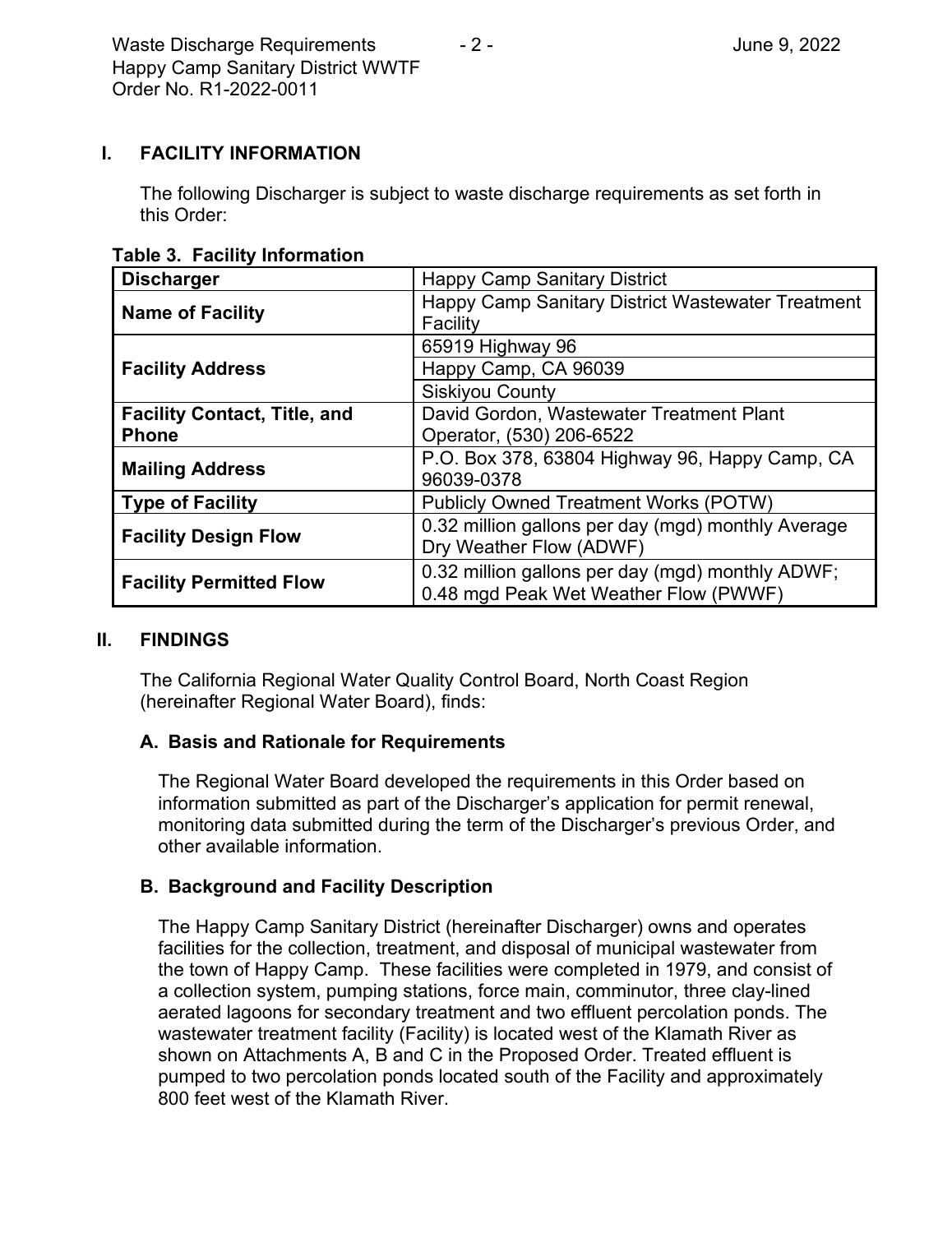## I. FACILITY INFORMATION

The following Discharger is subject to waste discharge requirements as set forth in this Order:

**Table 3. Facility Information**

| | |
|---|---|
| **Discharger** | Happy Camp Sanitary District |
| **Name of Facility** | Happy Camp Sanitary District Wastewater Treatment Facility |
| **Facility Address** | 65919 Highway 96 |
| | Happy Camp, CA 96039 |
| | Siskiyou County |
| **Facility Contact, Title, and Phone** | David Gordon, Wastewater Treatment Plant Operator, (530) 206-6522 |
| **Mailing Address** | P.O. Box 378, 63804 Highway 96, Happy Camp, CA 96039-0378 |
| **Type of Facility** | Publicly Owned Treatment Works (POTW) |
| **Facility Design Flow** | 0.32 million gallons per day (mgd) monthly Average Dry Weather Flow (ADWF) |
| **Facility Permitted Flow** | 0.32 million gallons per day (mgd) monthly ADWF; 0.48 mgd Peak Wet Weather Flow (PWWF) |

## II. FINDINGS

The California Regional Water Quality Control Board, North Coast Region (hereinafter Regional Water Board), finds:

### A. Basis and Rationale for Requirements

The Regional Water Board developed the requirements in this Order based on information submitted as part of the Discharger's application for permit renewal, monitoring data submitted during the term of the Discharger's previous Order, and other available information.

### B. Background and Facility Description

The Happy Camp Sanitary District (hereinafter Discharger) owns and operates facilities for the collection, treatment, and disposal of municipal wastewater from the town of Happy Camp. These facilities were completed in 1979, and consist of a collection system, pumping stations, force main, comminutor, three clay-lined aerated lagoons for secondary treatment and two effluent percolation ponds. The wastewater treatment facility (Facility) is located west of the Klamath River as shown on Attachments A, B and C in the Proposed Order. Treated effluent is pumped to two percolation ponds located south of the Facility and approximately 800 feet west of the Klamath River.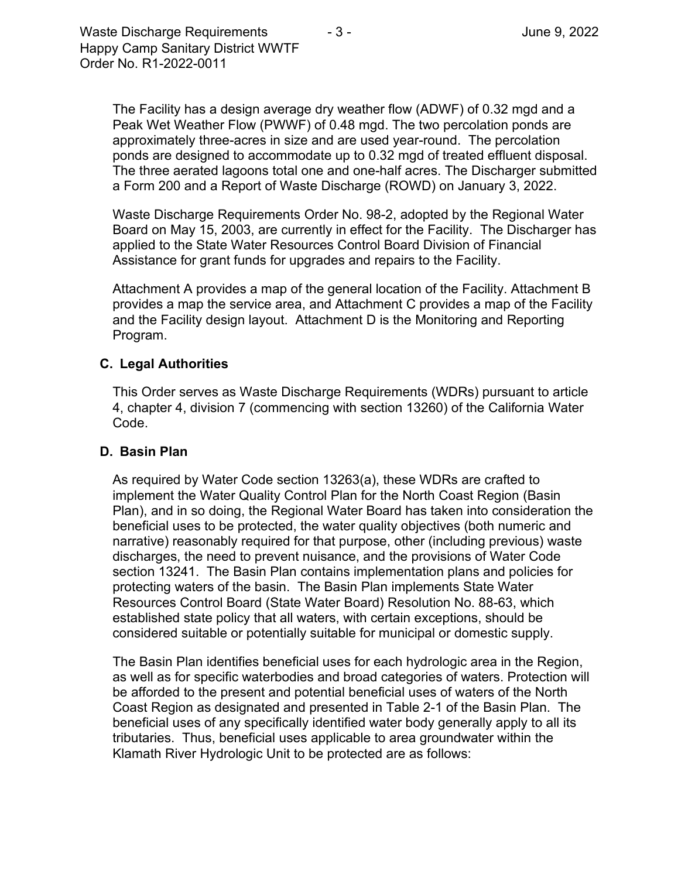The Facility has a design average dry weather flow (ADWF) of 0.32 mgd and a Peak Wet Weather Flow (PWWF) of 0.48 mgd. The two percolation ponds are approximately three-acres in size and are used year-round. The percolation ponds are designed to accommodate up to 0.32 mgd of treated effluent disposal. The three aerated lagoons total one and one-half acres. The Discharger submitted a Form 200 and a Report of Waste Discharge (ROWD) on January 3, 2022.

Waste Discharge Requirements Order No. 98-2, adopted by the Regional Water Board on May 15, 2003, are currently in effect for the Facility. The Discharger has applied to the State Water Resources Control Board Division of Financial Assistance for grant funds for upgrades and repairs to the Facility.

Attachment A provides a map of the general location of the Facility. Attachment B provides a map the service area, and Attachment C provides a map of the Facility and the Facility design layout. Attachment D is the Monitoring and Reporting Program.

## C. Legal Authorities

This Order serves as Waste Discharge Requirements (WDRs) pursuant to article 4, chapter 4, division 7 (commencing with section 13260) of the California Water Code.

## D. Basin Plan

As required by Water Code section 13263(a), these WDRs are crafted to implement the Water Quality Control Plan for the North Coast Region (Basin Plan), and in so doing, the Regional Water Board has taken into consideration the beneficial uses to be protected, the water quality objectives (both numeric and narrative) reasonably required for that purpose, other (including previous) waste discharges, the need to prevent nuisance, and the provisions of Water Code section 13241. The Basin Plan contains implementation plans and policies for protecting waters of the basin. The Basin Plan implements State Water Resources Control Board (State Water Board) Resolution No. 88-63, which established state policy that all waters, with certain exceptions, should be considered suitable or potentially suitable for municipal or domestic supply.

The Basin Plan identifies beneficial uses for each hydrologic area in the Region, as well as for specific waterbodies and broad categories of waters. Protection will be afforded to the present and potential beneficial uses of waters of the North Coast Region as designated and presented in Table 2-1 of the Basin Plan. The beneficial uses of any specifically identified water body generally apply to all its tributaries. Thus, beneficial uses applicable to area groundwater within the Klamath River Hydrologic Unit to be protected are as follows: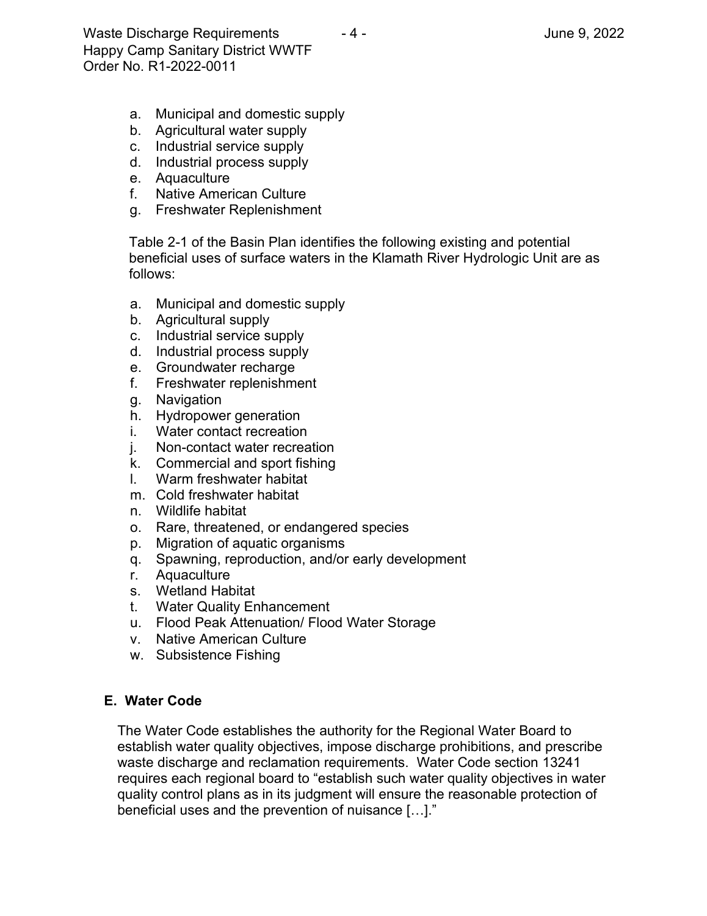a. Municipal and domestic supply
b. Agricultural water supply
c. Industrial service supply
d. Industrial process supply
e. Aquaculture
f. Native American Culture
g. Freshwater Replenishment

Table 2-1 of the Basin Plan identifies the following existing and potential beneficial uses of surface waters in the Klamath River Hydrologic Unit are as follows:

a. Municipal and domestic supply
b. Agricultural supply
c. Industrial service supply
d. Industrial process supply
e. Groundwater recharge
f. Freshwater replenishment
g. Navigation
h. Hydropower generation
i. Water contact recreation
j. Non-contact water recreation
k. Commercial and sport fishing
l. Warm freshwater habitat
m. Cold freshwater habitat
n. Wildlife habitat
o. Rare, threatened, or endangered species
p. Migration of aquatic organisms
q. Spawning, reproduction, and/or early development
r. Aquaculture
s. Wetland Habitat
t. Water Quality Enhancement
u. Flood Peak Attenuation/ Flood Water Storage
v. Native American Culture
w. Subsistence Fishing

### E. Water Code

The Water Code establishes the authority for the Regional Water Board to establish water quality objectives, impose discharge prohibitions, and prescribe waste discharge and reclamation requirements. Water Code section 13241 requires each regional board to "establish such water quality objectives in water quality control plans as in its judgment will ensure the reasonable protection of beneficial uses and the prevention of nuisance […]."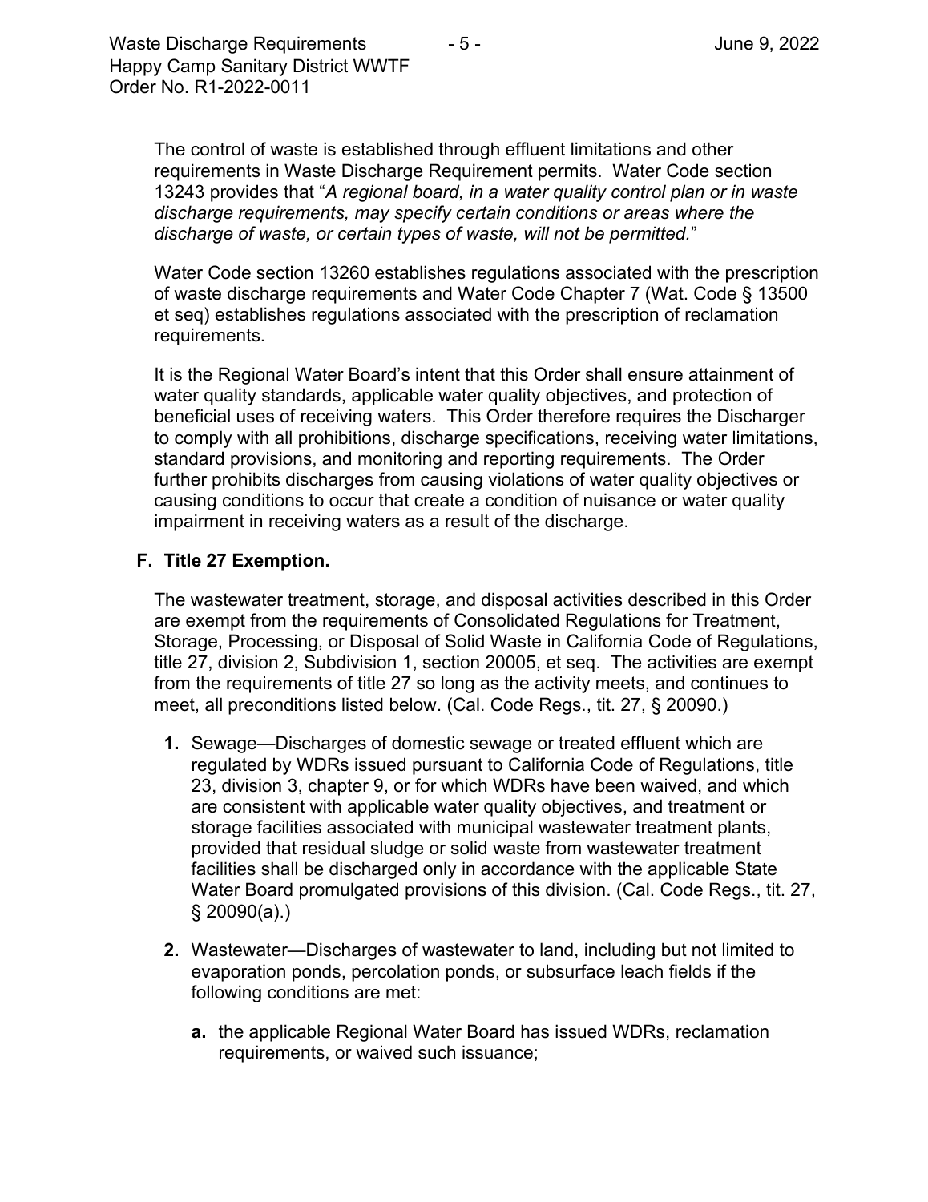The control of waste is established through effluent limitations and other requirements in Waste Discharge Requirement permits. Water Code section 13243 provides that "*A regional board, in a water quality control plan or in waste discharge requirements, may specify certain conditions or areas where the discharge of waste, or certain types of waste, will not be permitted.*"

Water Code section 13260 establishes regulations associated with the prescription of waste discharge requirements and Water Code Chapter 7 (Wat. Code § 13500 et seq) establishes regulations associated with the prescription of reclamation requirements.

It is the Regional Water Board's intent that this Order shall ensure attainment of water quality standards, applicable water quality objectives, and protection of beneficial uses of receiving waters. This Order therefore requires the Discharger to comply with all prohibitions, discharge specifications, receiving water limitations, standard provisions, and monitoring and reporting requirements. The Order further prohibits discharges from causing violations of water quality objectives or causing conditions to occur that create a condition of nuisance or water quality impairment in receiving waters as a result of the discharge.

## F. Title 27 Exemption.

The wastewater treatment, storage, and disposal activities described in this Order are exempt from the requirements of Consolidated Regulations for Treatment, Storage, Processing, or Disposal of Solid Waste in California Code of Regulations, title 27, division 2, Subdivision 1, section 20005, et seq. The activities are exempt from the requirements of title 27 so long as the activity meets, and continues to meet, all preconditions listed below. (Cal. Code Regs., tit. 27, § 20090.)

1. Sewage—Discharges of domestic sewage or treated effluent which are regulated by WDRs issued pursuant to California Code of Regulations, title 23, division 3, chapter 9, or for which WDRs have been waived, and which are consistent with applicable water quality objectives, and treatment or storage facilities associated with municipal wastewater treatment plants, provided that residual sludge or solid waste from wastewater treatment facilities shall be discharged only in accordance with the applicable State Water Board promulgated provisions of this division. (Cal. Code Regs., tit. 27, § 20090(a).)
2. Wastewater—Discharges of wastewater to land, including but not limited to evaporation ponds, percolation ponds, or subsurface leach fields if the following conditions are met:
   - **a.** the applicable Regional Water Board has issued WDRs, reclamation requirements, or waived such issuance;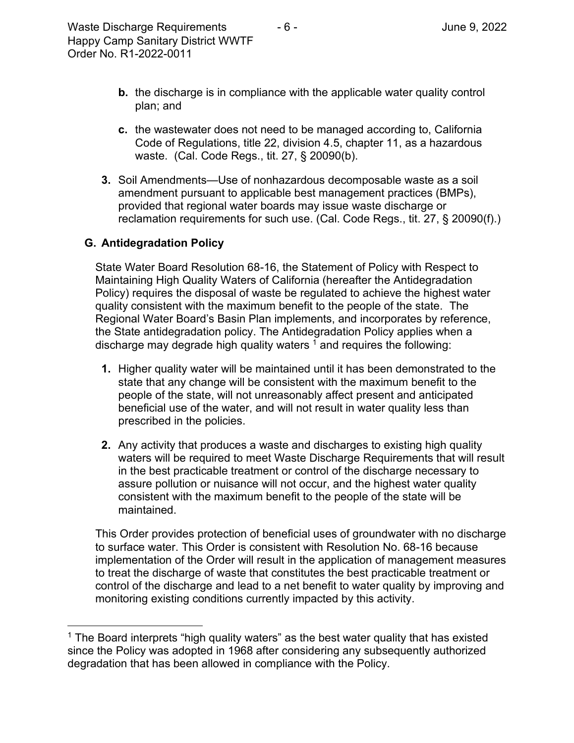**b.** the discharge is in compliance with the applicable water quality control plan; and

**c.** the wastewater does not need to be managed according to, California Code of Regulations, title 22, division 4.5, chapter 11, as a hazardous waste. (Cal. Code Regs., tit. 27, § 20090(b).

**3.** Soil Amendments—Use of nonhazardous decomposable waste as a soil amendment pursuant to applicable best management practices (BMPs), provided that regional water boards may issue waste discharge or reclamation requirements for such use. (Cal. Code Regs., tit. 27, § 20090(f).)

### G. Antidegradation Policy

State Water Board Resolution 68-16, the Statement of Policy with Respect to Maintaining High Quality Waters of California (hereafter the Antidegradation Policy) requires the disposal of waste be regulated to achieve the highest water quality consistent with the maximum benefit to the people of the state. The Regional Water Board's Basin Plan implements, and incorporates by reference, the State antidegradation policy. The Antidegradation Policy applies when a discharge may degrade high quality waters [1] and requires the following:

**1.** Higher quality water will be maintained until it has been demonstrated to the state that any change will be consistent with the maximum benefit to the people of the state, will not unreasonably affect present and anticipated beneficial use of the water, and will not result in water quality less than prescribed in the policies.

**2.** Any activity that produces a waste and discharges to existing high quality waters will be required to meet Waste Discharge Requirements that will result in the best practicable treatment or control of the discharge necessary to assure pollution or nuisance will not occur, and the highest water quality consistent with the maximum benefit to the people of the state will be maintained.

This Order provides protection of beneficial uses of groundwater with no discharge to surface water. This Order is consistent with Resolution No. 68-16 because implementation of the Order will result in the application of management measures to treat the discharge of waste that constitutes the best practicable treatment or control of the discharge and lead to a net benefit to water quality by improving and monitoring existing conditions currently impacted by this activity.

---

[1] The Board interprets "high quality waters" as the best water quality that has existed since the Policy was adopted in 1968 after considering any subsequently authorized degradation that has been allowed in compliance with the Policy.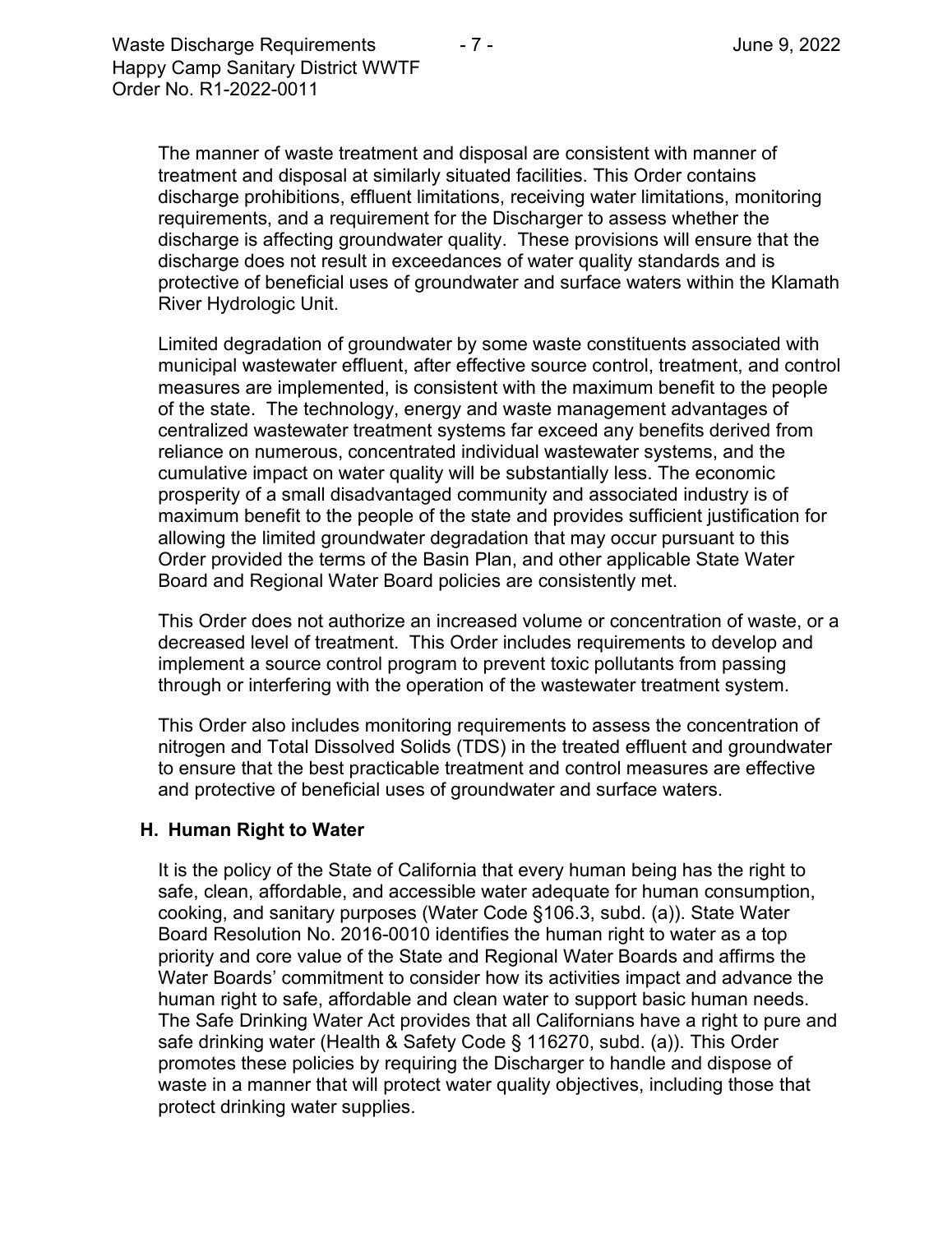The manner of waste treatment and disposal are consistent with manner of treatment and disposal at similarly situated facilities. This Order contains discharge prohibitions, effluent limitations, receiving water limitations, monitoring requirements, and a requirement for the Discharger to assess whether the discharge is affecting groundwater quality. These provisions will ensure that the discharge does not result in exceedances of water quality standards and is protective of beneficial uses of groundwater and surface waters within the Klamath River Hydrologic Unit.

Limited degradation of groundwater by some waste constituents associated with municipal wastewater effluent, after effective source control, treatment, and control measures are implemented, is consistent with the maximum benefit to the people of the state. The technology, energy and waste management advantages of centralized wastewater treatment systems far exceed any benefits derived from reliance on numerous, concentrated individual wastewater systems, and the cumulative impact on water quality will be substantially less. The economic prosperity of a small disadvantaged community and associated industry is of maximum benefit to the people of the state and provides sufficient justification for allowing the limited groundwater degradation that may occur pursuant to this Order provided the terms of the Basin Plan, and other applicable State Water Board and Regional Water Board policies are consistently met.

This Order does not authorize an increased volume or concentration of waste, or a decreased level of treatment. This Order includes requirements to develop and implement a source control program to prevent toxic pollutants from passing through or interfering with the operation of the wastewater treatment system.

This Order also includes monitoring requirements to assess the concentration of nitrogen and Total Dissolved Solids (TDS) in the treated effluent and groundwater to ensure that the best practicable treatment and control measures are effective and protective of beneficial uses of groundwater and surface waters.

### H. Human Right to Water

It is the policy of the State of California that every human being has the right to safe, clean, affordable, and accessible water adequate for human consumption, cooking, and sanitary purposes (Water Code §106.3, subd. (a)). State Water Board Resolution No. 2016-0010 identifies the human right to water as a top priority and core value of the State and Regional Water Boards and affirms the Water Boards' commitment to consider how its activities impact and advance the human right to safe, affordable and clean water to support basic human needs. The Safe Drinking Water Act provides that all Californians have a right to pure and safe drinking water (Health & Safety Code § 116270, subd. (a)). This Order promotes these policies by requiring the Discharger to handle and dispose of waste in a manner that will protect water quality objectives, including those that protect drinking water supplies.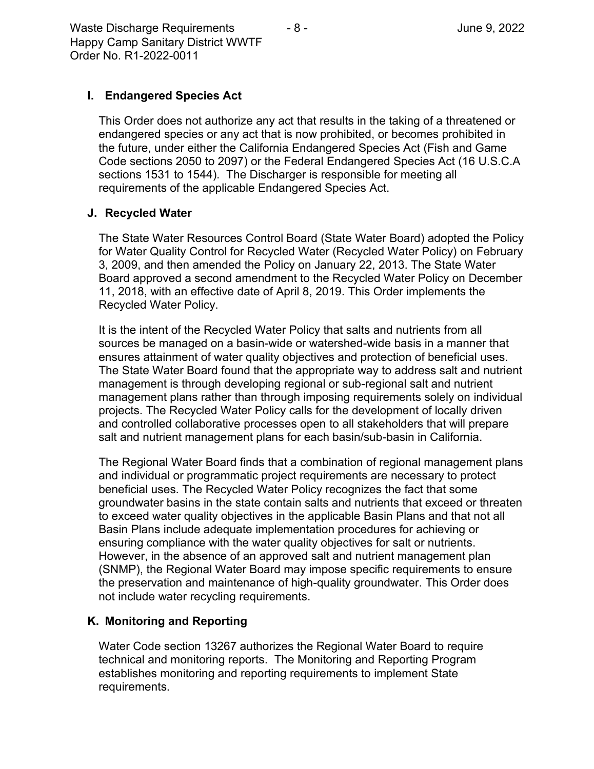### I. Endangered Species Act

This Order does not authorize any act that results in the taking of a threatened or endangered species or any act that is now prohibited, or becomes prohibited in the future, under either the California Endangered Species Act (Fish and Game Code sections 2050 to 2097) or the Federal Endangered Species Act (16 U.S.C.A sections 1531 to 1544). The Discharger is responsible for meeting all requirements of the applicable Endangered Species Act.

### J. Recycled Water

The State Water Resources Control Board (State Water Board) adopted the Policy for Water Quality Control for Recycled Water (Recycled Water Policy) on February 3, 2009, and then amended the Policy on January 22, 2013. The State Water Board approved a second amendment to the Recycled Water Policy on December 11, 2018, with an effective date of April 8, 2019. This Order implements the Recycled Water Policy.

It is the intent of the Recycled Water Policy that salts and nutrients from all sources be managed on a basin-wide or watershed-wide basis in a manner that ensures attainment of water quality objectives and protection of beneficial uses. The State Water Board found that the appropriate way to address salt and nutrient management is through developing regional or sub-regional salt and nutrient management plans rather than through imposing requirements solely on individual projects. The Recycled Water Policy calls for the development of locally driven and controlled collaborative processes open to all stakeholders that will prepare salt and nutrient management plans for each basin/sub-basin in California.

The Regional Water Board finds that a combination of regional management plans and individual or programmatic project requirements are necessary to protect beneficial uses. The Recycled Water Policy recognizes the fact that some groundwater basins in the state contain salts and nutrients that exceed or threaten to exceed water quality objectives in the applicable Basin Plans and that not all Basin Plans include adequate implementation procedures for achieving or ensuring compliance with the water quality objectives for salt or nutrients. However, in the absence of an approved salt and nutrient management plan (SNMP), the Regional Water Board may impose specific requirements to ensure the preservation and maintenance of high-quality groundwater. This Order does not include water recycling requirements.

### K. Monitoring and Reporting

Water Code section 13267 authorizes the Regional Water Board to require technical and monitoring reports. The Monitoring and Reporting Program establishes monitoring and reporting requirements to implement State requirements.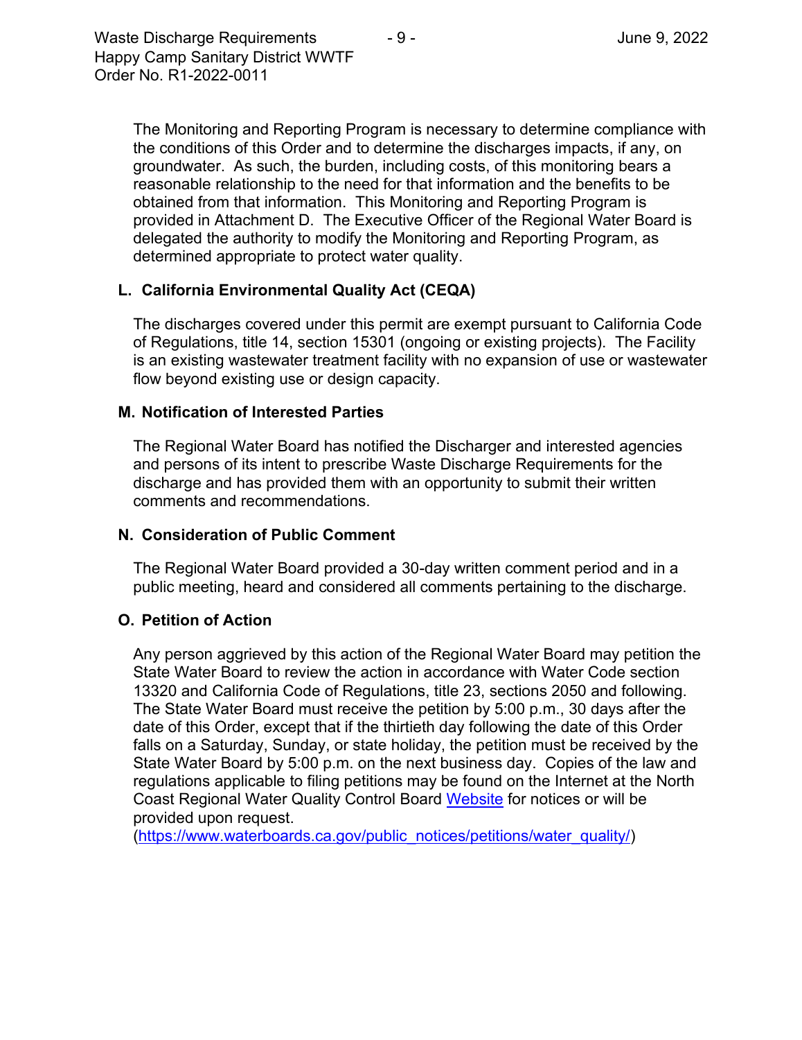The Monitoring and Reporting Program is necessary to determine compliance with the conditions of this Order and to determine the discharges impacts, if any, on groundwater. As such, the burden, including costs, of this monitoring bears a reasonable relationship to the need for that information and the benefits to be obtained from that information. This Monitoring and Reporting Program is provided in Attachment D. The Executive Officer of the Regional Water Board is delegated the authority to modify the Monitoring and Reporting Program, as determined appropriate to protect water quality.

**L. California Environmental Quality Act (CEQA)**

The discharges covered under this permit are exempt pursuant to California Code of Regulations, title 14, section 15301 (ongoing or existing projects). The Facility is an existing wastewater treatment facility with no expansion of use or wastewater flow beyond existing use or design capacity.

**M. Notification of Interested Parties**

The Regional Water Board has notified the Discharger and interested agencies and persons of its intent to prescribe Waste Discharge Requirements for the discharge and has provided them with an opportunity to submit their written comments and recommendations.

**N. Consideration of Public Comment**

The Regional Water Board provided a 30-day written comment period and in a public meeting, heard and considered all comments pertaining to the discharge.

**O. Petition of Action**

Any person aggrieved by this action of the Regional Water Board may petition the State Water Board to review the action in accordance with Water Code section 13320 and California Code of Regulations, title 23, sections 2050 and following. The State Water Board must receive the petition by 5:00 p.m., 30 days after the date of this Order, except that if the thirtieth day following the date of this Order falls on a Saturday, Sunday, or state holiday, the petition must be received by the State Water Board by 5:00 p.m. on the next business day. Copies of the law and regulations applicable to filing petitions may be found on the Internet at the North Coast Regional Water Quality Control Board [Website](https://www.waterboards.ca.gov/public_notices/petitions/water_quality/) for notices or will be provided upon request. (https://www.waterboards.ca.gov/public_notices/petitions/water_quality/)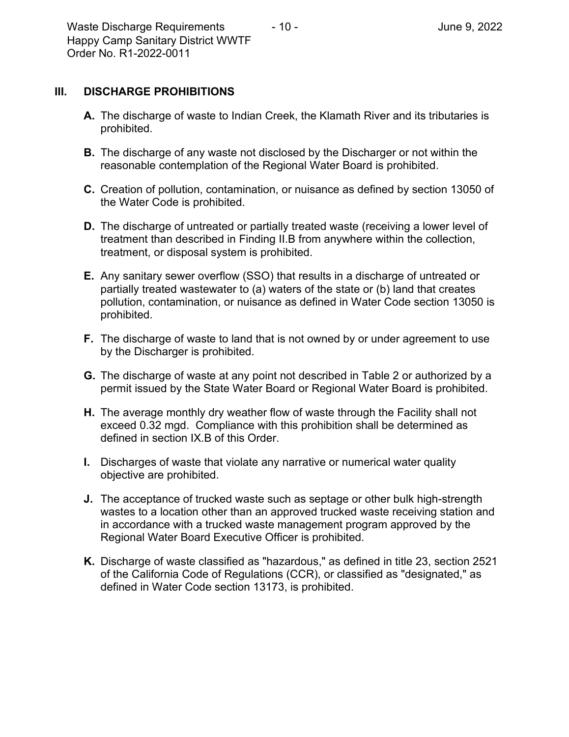## III. DISCHARGE PROHIBITIONS

**A.** The discharge of waste to Indian Creek, the Klamath River and its tributaries is prohibited.

**B.** The discharge of any waste not disclosed by the Discharger or not within the reasonable contemplation of the Regional Water Board is prohibited.

**C.** Creation of pollution, contamination, or nuisance as defined by section 13050 of the Water Code is prohibited.

**D.** The discharge of untreated or partially treated waste (receiving a lower level of treatment than described in Finding II.B from anywhere within the collection, treatment, or disposal system is prohibited.

**E.** Any sanitary sewer overflow (SSO) that results in a discharge of untreated or partially treated wastewater to (a) waters of the state or (b) land that creates pollution, contamination, or nuisance as defined in Water Code section 13050 is prohibited.

**F.** The discharge of waste to land that is not owned by or under agreement to use by the Discharger is prohibited.

**G.** The discharge of waste at any point not described in Table 2 or authorized by a permit issued by the State Water Board or Regional Water Board is prohibited.

**H.** The average monthly dry weather flow of waste through the Facility shall not exceed 0.32 mgd. Compliance with this prohibition shall be determined as defined in section IX.B of this Order.

**I.** Discharges of waste that violate any narrative or numerical water quality objective are prohibited.

**J.** The acceptance of trucked waste such as septage or other bulk high-strength wastes to a location other than an approved trucked waste receiving station and in accordance with a trucked waste management program approved by the Regional Water Board Executive Officer is prohibited.

**K.** Discharge of waste classified as "hazardous," as defined in title 23, section 2521 of the California Code of Regulations (CCR), or classified as "designated," as defined in Water Code section 13173, is prohibited.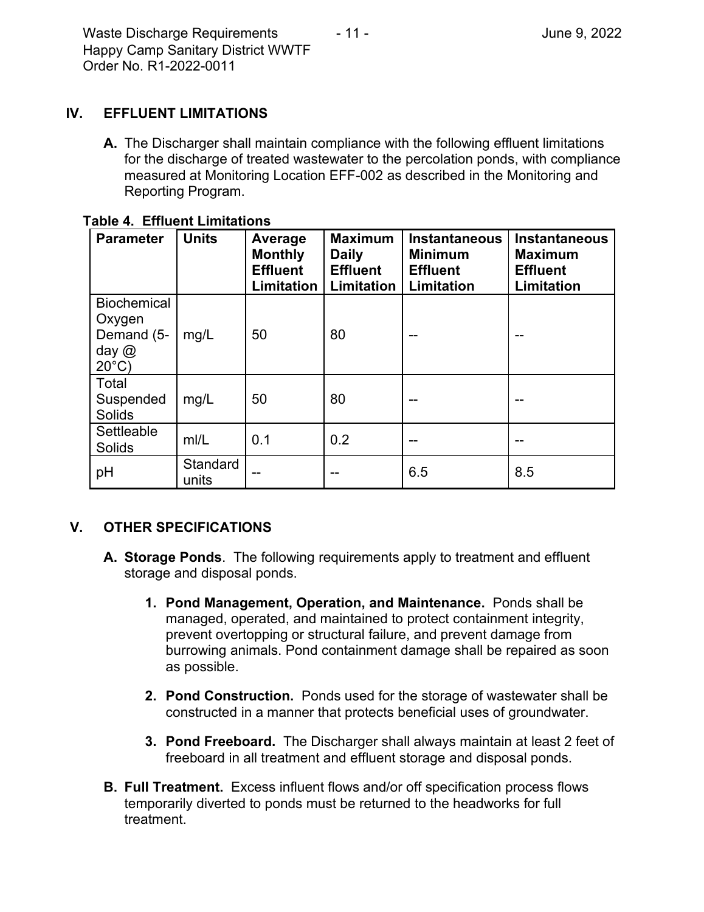## IV. EFFLUENT LIMITATIONS

**A.** The Discharger shall maintain compliance with the following effluent limitations for the discharge of treated wastewater to the percolation ponds, with compliance measured at Monitoring Location EFF-002 as described in the Monitoring and Reporting Program.

**Table 4. Effluent Limitations**

| Parameter | Units | Average Monthly Effluent Limitation | Maximum Daily Effluent Limitation | Instantaneous Minimum Effluent Limitation | Instantaneous Maximum Effluent Limitation |
|---|---|---|---|---|---|
| Biochemical Oxygen Demand (5-day @ 20°C) | mg/L | 50 | 80 | -- | -- |
| Total Suspended Solids | mg/L | 50 | 80 | -- | -- |
| Settleable Solids | ml/L | 0.1 | 0.2 | -- | -- |
| pH | Standard units | -- | -- | 6.5 | 8.5 |

## V. OTHER SPECIFICATIONS

**A. Storage Ponds**. The following requirements apply to treatment and effluent storage and disposal ponds.

1. **Pond Management, Operation, and Maintenance.** Ponds shall be managed, operated, and maintained to protect containment integrity, prevent overtopping or structural failure, and prevent damage from burrowing animals. Pond containment damage shall be repaired as soon as possible.

2. **Pond Construction.** Ponds used for the storage of wastewater shall be constructed in a manner that protects beneficial uses of groundwater.

3. **Pond Freeboard.** The Discharger shall always maintain at least 2 feet of freeboard in all treatment and effluent storage and disposal ponds.

**B. Full Treatment.** Excess influent flows and/or off specification process flows temporarily diverted to ponds must be returned to the headworks for full treatment.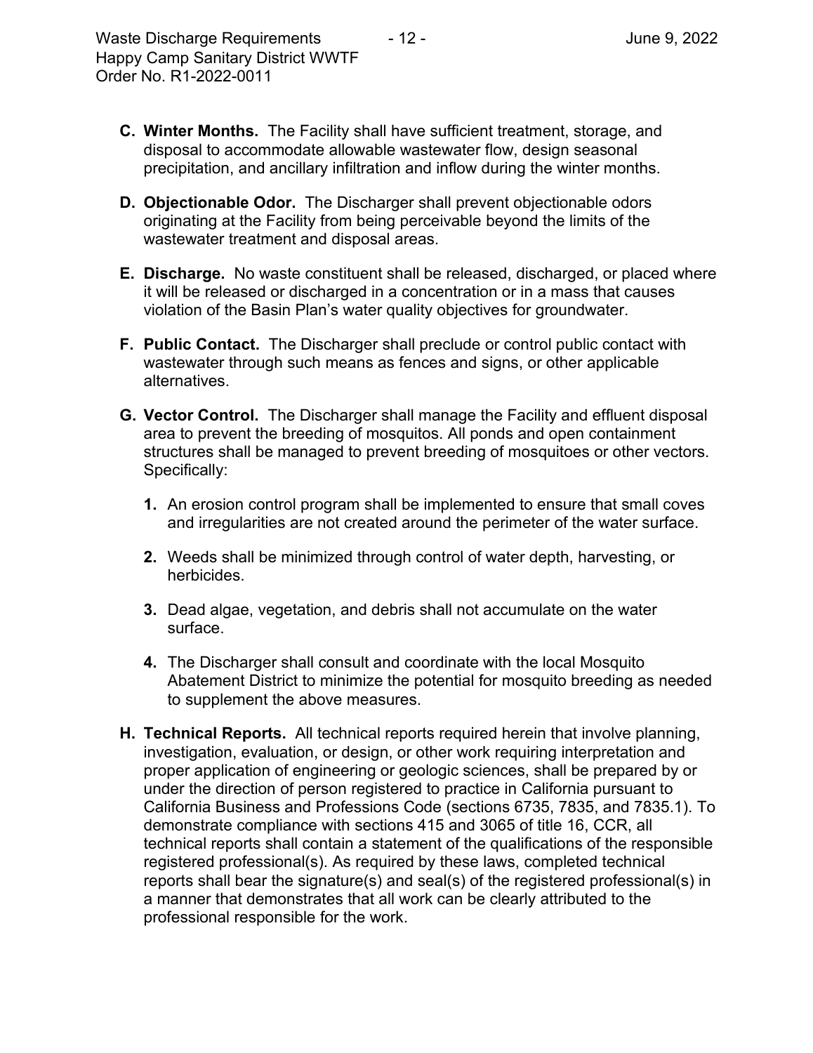**C. Winter Months.** The Facility shall have sufficient treatment, storage, and disposal to accommodate allowable wastewater flow, design seasonal precipitation, and ancillary infiltration and inflow during the winter months.

**D. Objectionable Odor.** The Discharger shall prevent objectionable odors originating at the Facility from being perceivable beyond the limits of the wastewater treatment and disposal areas.

**E. Discharge.** No waste constituent shall be released, discharged, or placed where it will be released or discharged in a concentration or in a mass that causes violation of the Basin Plan's water quality objectives for groundwater.

**F. Public Contact.** The Discharger shall preclude or control public contact with wastewater through such means as fences and signs, or other applicable alternatives.

**G. Vector Control.** The Discharger shall manage the Facility and effluent disposal area to prevent the breeding of mosquitos. All ponds and open containment structures shall be managed to prevent breeding of mosquitoes or other vectors. Specifically:

1. An erosion control program shall be implemented to ensure that small coves and irregularities are not created around the perimeter of the water surface.
2. Weeds shall be minimized through control of water depth, harvesting, or herbicides.
3. Dead algae, vegetation, and debris shall not accumulate on the water surface.
4. The Discharger shall consult and coordinate with the local Mosquito Abatement District to minimize the potential for mosquito breeding as needed to supplement the above measures.

**H. Technical Reports.** All technical reports required herein that involve planning, investigation, evaluation, or design, or other work requiring interpretation and proper application of engineering or geologic sciences, shall be prepared by or under the direction of person registered to practice in California pursuant to California Business and Professions Code (sections 6735, 7835, and 7835.1). To demonstrate compliance with sections 415 and 3065 of title 16, CCR, all technical reports shall contain a statement of the qualifications of the responsible registered professional(s). As required by these laws, completed technical reports shall bear the signature(s) and seal(s) of the registered professional(s) in a manner that demonstrates that all work can be clearly attributed to the professional responsible for the work.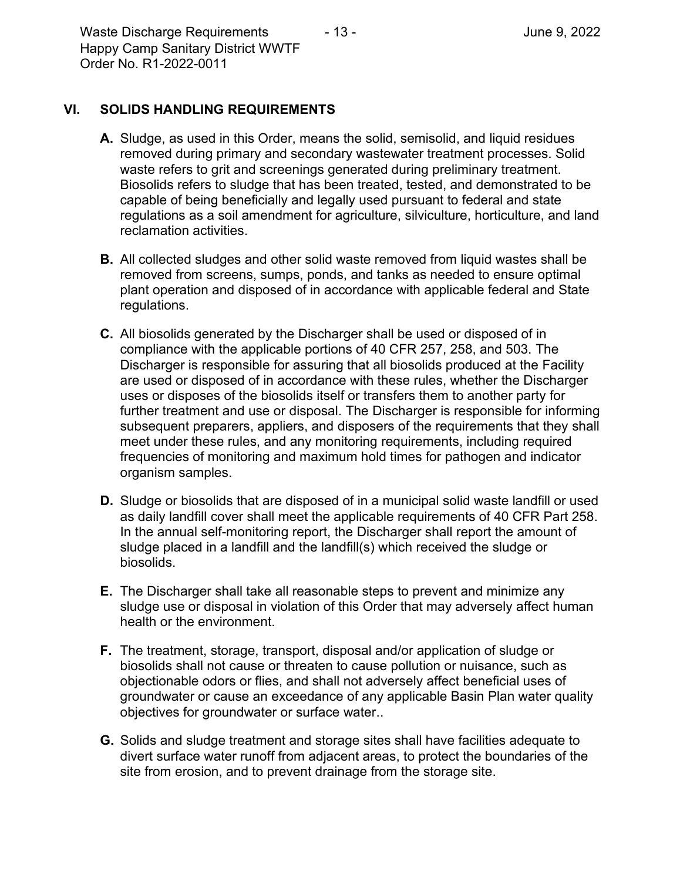## VI. SOLIDS HANDLING REQUIREMENTS

**A.** Sludge, as used in this Order, means the solid, semisolid, and liquid residues removed during primary and secondary wastewater treatment processes. Solid waste refers to grit and screenings generated during preliminary treatment. Biosolids refers to sludge that has been treated, tested, and demonstrated to be capable of being beneficially and legally used pursuant to federal and state regulations as a soil amendment for agriculture, silviculture, horticulture, and land reclamation activities.

**B.** All collected sludges and other solid waste removed from liquid wastes shall be removed from screens, sumps, ponds, and tanks as needed to ensure optimal plant operation and disposed of in accordance with applicable federal and State regulations.

**C.** All biosolids generated by the Discharger shall be used or disposed of in compliance with the applicable portions of 40 CFR 257, 258, and 503. The Discharger is responsible for assuring that all biosolids produced at the Facility are used or disposed of in accordance with these rules, whether the Discharger uses or disposes of the biosolids itself or transfers them to another party for further treatment and use or disposal. The Discharger is responsible for informing subsequent preparers, appliers, and disposers of the requirements that they shall meet under these rules, and any monitoring requirements, including required frequencies of monitoring and maximum hold times for pathogen and indicator organism samples.

**D.** Sludge or biosolids that are disposed of in a municipal solid waste landfill or used as daily landfill cover shall meet the applicable requirements of 40 CFR Part 258. In the annual self-monitoring report, the Discharger shall report the amount of sludge placed in a landfill and the landfill(s) which received the sludge or biosolids.

**E.** The Discharger shall take all reasonable steps to prevent and minimize any sludge use or disposal in violation of this Order that may adversely affect human health or the environment.

**F.** The treatment, storage, transport, disposal and/or application of sludge or biosolids shall not cause or threaten to cause pollution or nuisance, such as objectionable odors or flies, and shall not adversely affect beneficial uses of groundwater or cause an exceedance of any applicable Basin Plan water quality objectives for groundwater or surface water..

**G.** Solids and sludge treatment and storage sites shall have facilities adequate to divert surface water runoff from adjacent areas, to protect the boundaries of the site from erosion, and to prevent drainage from the storage site.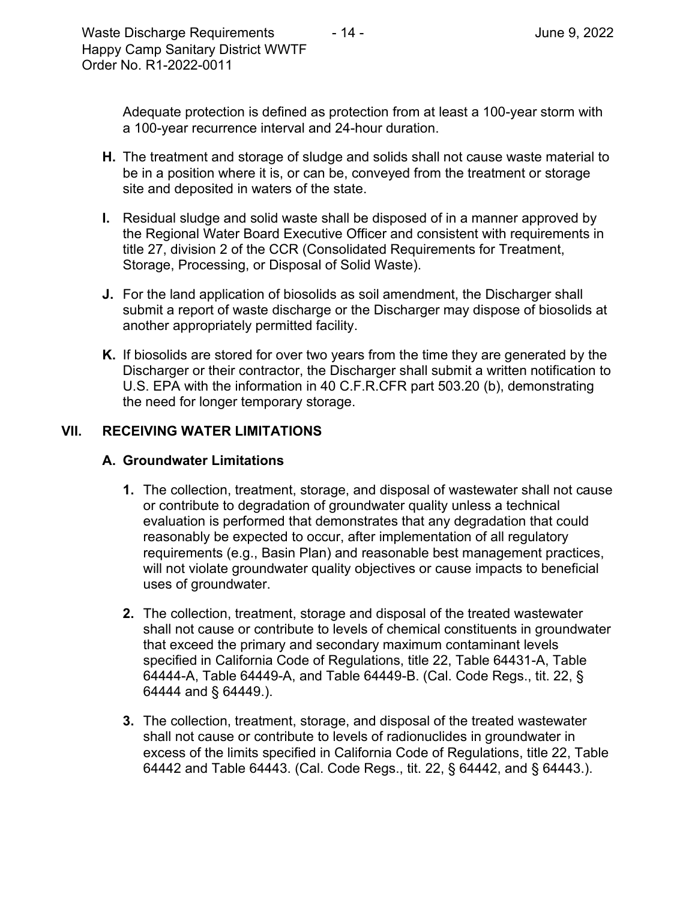Adequate protection is defined as protection from at least a 100-year storm with a 100-year recurrence interval and 24-hour duration.

**H.** The treatment and storage of sludge and solids shall not cause waste material to be in a position where it is, or can be, conveyed from the treatment or storage site and deposited in waters of the state.

**I.** Residual sludge and solid waste shall be disposed of in a manner approved by the Regional Water Board Executive Officer and consistent with requirements in title 27, division 2 of the CCR (Consolidated Requirements for Treatment, Storage, Processing, or Disposal of Solid Waste).

**J.** For the land application of biosolids as soil amendment, the Discharger shall submit a report of waste discharge or the Discharger may dispose of biosolids at another appropriately permitted facility.

**K.** If biosolids are stored for over two years from the time they are generated by the Discharger or their contractor, the Discharger shall submit a written notification to U.S. EPA with the information in 40 C.F.R.CFR part 503.20 (b), demonstrating the need for longer temporary storage.

## VII. RECEIVING WATER LIMITATIONS

### A. Groundwater Limitations

1. The collection, treatment, storage, and disposal of wastewater shall not cause or contribute to degradation of groundwater quality unless a technical evaluation is performed that demonstrates that any degradation that could reasonably be expected to occur, after implementation of all regulatory requirements (e.g., Basin Plan) and reasonable best management practices, will not violate groundwater quality objectives or cause impacts to beneficial uses of groundwater.

2. The collection, treatment, storage and disposal of the treated wastewater shall not cause or contribute to levels of chemical constituents in groundwater that exceed the primary and secondary maximum contaminant levels specified in California Code of Regulations, title 22, Table 64431-A, Table 64444-A, Table 64449-A, and Table 64449-B. (Cal. Code Regs., tit. 22, § 64444 and § 64449.).

3. The collection, treatment, storage, and disposal of the treated wastewater shall not cause or contribute to levels of radionuclides in groundwater in excess of the limits specified in California Code of Regulations, title 22, Table 64442 and Table 64443. (Cal. Code Regs., tit. 22, § 64442, and § 64443.).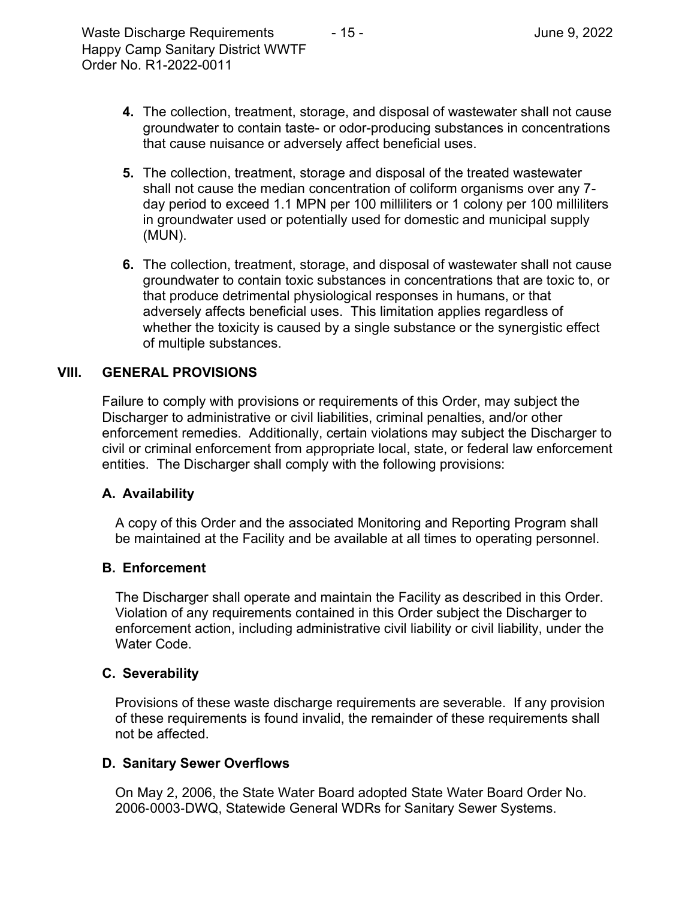4. The collection, treatment, storage, and disposal of wastewater shall not cause groundwater to contain taste- or odor-producing substances in concentrations that cause nuisance or adversely affect beneficial uses.

5. The collection, treatment, storage and disposal of the treated wastewater shall not cause the median concentration of coliform organisms over any 7-day period to exceed 1.1 MPN per 100 milliliters or 1 colony per 100 milliliters in groundwater used or potentially used for domestic and municipal supply (MUN).

6. The collection, treatment, storage, and disposal of wastewater shall not cause groundwater to contain toxic substances in concentrations that are toxic to, or that produce detrimental physiological responses in humans, or that adversely affects beneficial uses. This limitation applies regardless of whether the toxicity is caused by a single substance or the synergistic effect of multiple substances.

## VIII. GENERAL PROVISIONS

Failure to comply with provisions or requirements of this Order, may subject the Discharger to administrative or civil liabilities, criminal penalties, and/or other enforcement remedies. Additionally, certain violations may subject the Discharger to civil or criminal enforcement from appropriate local, state, or federal law enforcement entities. The Discharger shall comply with the following provisions:

### A. Availability

A copy of this Order and the associated Monitoring and Reporting Program shall be maintained at the Facility and be available at all times to operating personnel.

### B. Enforcement

The Discharger shall operate and maintain the Facility as described in this Order. Violation of any requirements contained in this Order subject the Discharger to enforcement action, including administrative civil liability or civil liability, under the Water Code.

### C. Severability

Provisions of these waste discharge requirements are severable. If any provision of these requirements is found invalid, the remainder of these requirements shall not be affected.

### D. Sanitary Sewer Overflows

On May 2, 2006, the State Water Board adopted State Water Board Order No. 2006-0003-DWQ, Statewide General WDRs for Sanitary Sewer Systems.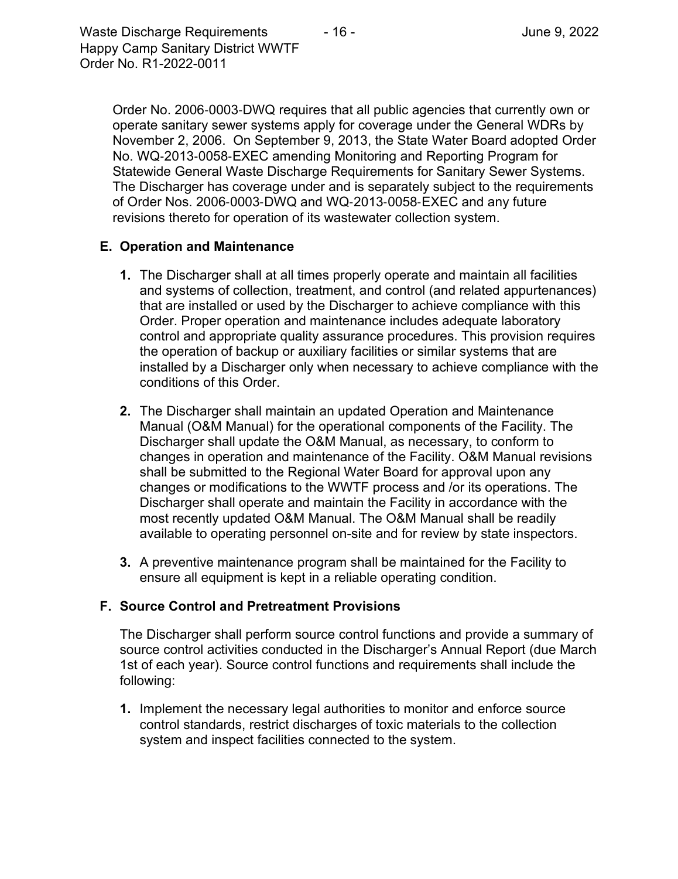Order No. 2006-0003-DWQ requires that all public agencies that currently own or operate sanitary sewer systems apply for coverage under the General WDRs by November 2, 2006. On September 9, 2013, the State Water Board adopted Order No. WQ-2013-0058-EXEC amending Monitoring and Reporting Program for Statewide General Waste Discharge Requirements for Sanitary Sewer Systems. The Discharger has coverage under and is separately subject to the requirements of Order Nos. 2006-0003-DWQ and WQ-2013-0058-EXEC and any future revisions thereto for operation of its wastewater collection system.

### E. Operation and Maintenance

1. The Discharger shall at all times properly operate and maintain all facilities and systems of collection, treatment, and control (and related appurtenances) that are installed or used by the Discharger to achieve compliance with this Order. Proper operation and maintenance includes adequate laboratory control and appropriate quality assurance procedures. This provision requires the operation of backup or auxiliary facilities or similar systems that are installed by a Discharger only when necessary to achieve compliance with the conditions of this Order.

2. The Discharger shall maintain an updated Operation and Maintenance Manual (O&M Manual) for the operational components of the Facility. The Discharger shall update the O&M Manual, as necessary, to conform to changes in operation and maintenance of the Facility. O&M Manual revisions shall be submitted to the Regional Water Board for approval upon any changes or modifications to the WWTF process and /or its operations. The Discharger shall operate and maintain the Facility in accordance with the most recently updated O&M Manual. The O&M Manual shall be readily available to operating personnel on-site and for review by state inspectors.

3. A preventive maintenance program shall be maintained for the Facility to ensure all equipment is kept in a reliable operating condition.

### F. Source Control and Pretreatment Provisions

The Discharger shall perform source control functions and provide a summary of source control activities conducted in the Discharger's Annual Report (due March 1st of each year). Source control functions and requirements shall include the following:

1. Implement the necessary legal authorities to monitor and enforce source control standards, restrict discharges of toxic materials to the collection system and inspect facilities connected to the system.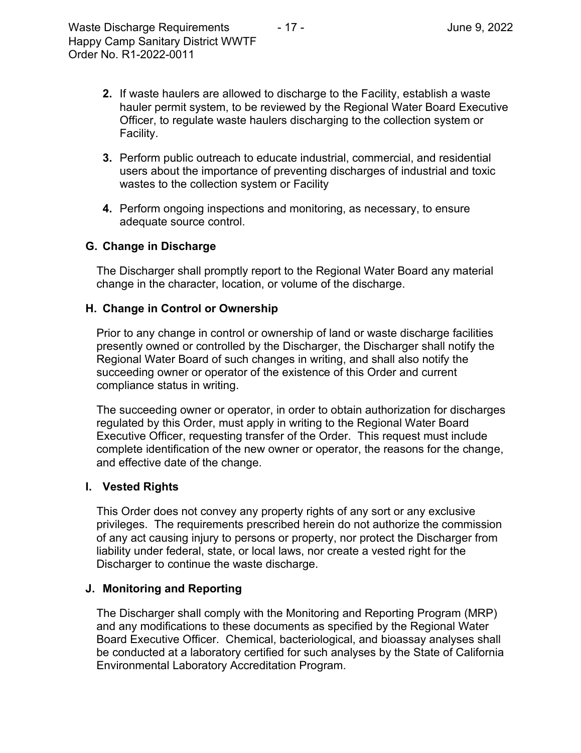2. If waste haulers are allowed to discharge to the Facility, establish a waste hauler permit system, to be reviewed by the Regional Water Board Executive Officer, to regulate waste haulers discharging to the collection system or Facility.

3. Perform public outreach to educate industrial, commercial, and residential users about the importance of preventing discharges of industrial and toxic wastes to the collection system or Facility

4. Perform ongoing inspections and monitoring, as necessary, to ensure adequate source control.

### G. Change in Discharge

The Discharger shall promptly report to the Regional Water Board any material change in the character, location, or volume of the discharge.

### H. Change in Control or Ownership

Prior to any change in control or ownership of land or waste discharge facilities presently owned or controlled by the Discharger, the Discharger shall notify the Regional Water Board of such changes in writing, and shall also notify the succeeding owner or operator of the existence of this Order and current compliance status in writing.

The succeeding owner or operator, in order to obtain authorization for discharges regulated by this Order, must apply in writing to the Regional Water Board Executive Officer, requesting transfer of the Order. This request must include complete identification of the new owner or operator, the reasons for the change, and effective date of the change.

### I. Vested Rights

This Order does not convey any property rights of any sort or any exclusive privileges. The requirements prescribed herein do not authorize the commission of any act causing injury to persons or property, nor protect the Discharger from liability under federal, state, or local laws, nor create a vested right for the Discharger to continue the waste discharge.

### J. Monitoring and Reporting

The Discharger shall comply with the Monitoring and Reporting Program (MRP) and any modifications to these documents as specified by the Regional Water Board Executive Officer. Chemical, bacteriological, and bioassay analyses shall be conducted at a laboratory certified for such analyses by the State of California Environmental Laboratory Accreditation Program.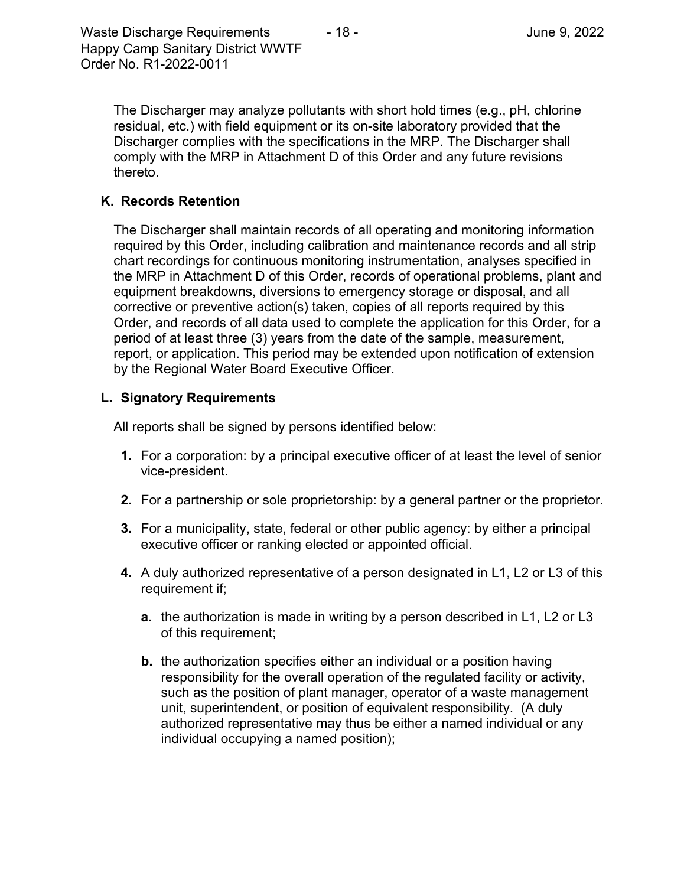The Discharger may analyze pollutants with short hold times (e.g., pH, chlorine residual, etc.) with field equipment or its on-site laboratory provided that the Discharger complies with the specifications in the MRP. The Discharger shall comply with the MRP in Attachment D of this Order and any future revisions thereto.

### K. Records Retention

The Discharger shall maintain records of all operating and monitoring information required by this Order, including calibration and maintenance records and all strip chart recordings for continuous monitoring instrumentation, analyses specified in the MRP in Attachment D of this Order, records of operational problems, plant and equipment breakdowns, diversions to emergency storage or disposal, and all corrective or preventive action(s) taken, copies of all reports required by this Order, and records of all data used to complete the application for this Order, for a period of at least three (3) years from the date of the sample, measurement, report, or application. This period may be extended upon notification of extension by the Regional Water Board Executive Officer.

### L. Signatory Requirements

All reports shall be signed by persons identified below:

1. For a corporation: by a principal executive officer of at least the level of senior vice-president.
2. For a partnership or sole proprietorship: by a general partner or the proprietor.
3. For a municipality, state, federal or other public agency: by either a principal executive officer or ranking elected or appointed official.
4. A duly authorized representative of a person designated in L1, L2 or L3 of this requirement if;
   a. the authorization is made in writing by a person described in L1, L2 or L3 of this requirement;
   b. the authorization specifies either an individual or a position having responsibility for the overall operation of the regulated facility or activity, such as the position of plant manager, operator of a waste management unit, superintendent, or position of equivalent responsibility. (A duly authorized representative may thus be either a named individual or any individual occupying a named position);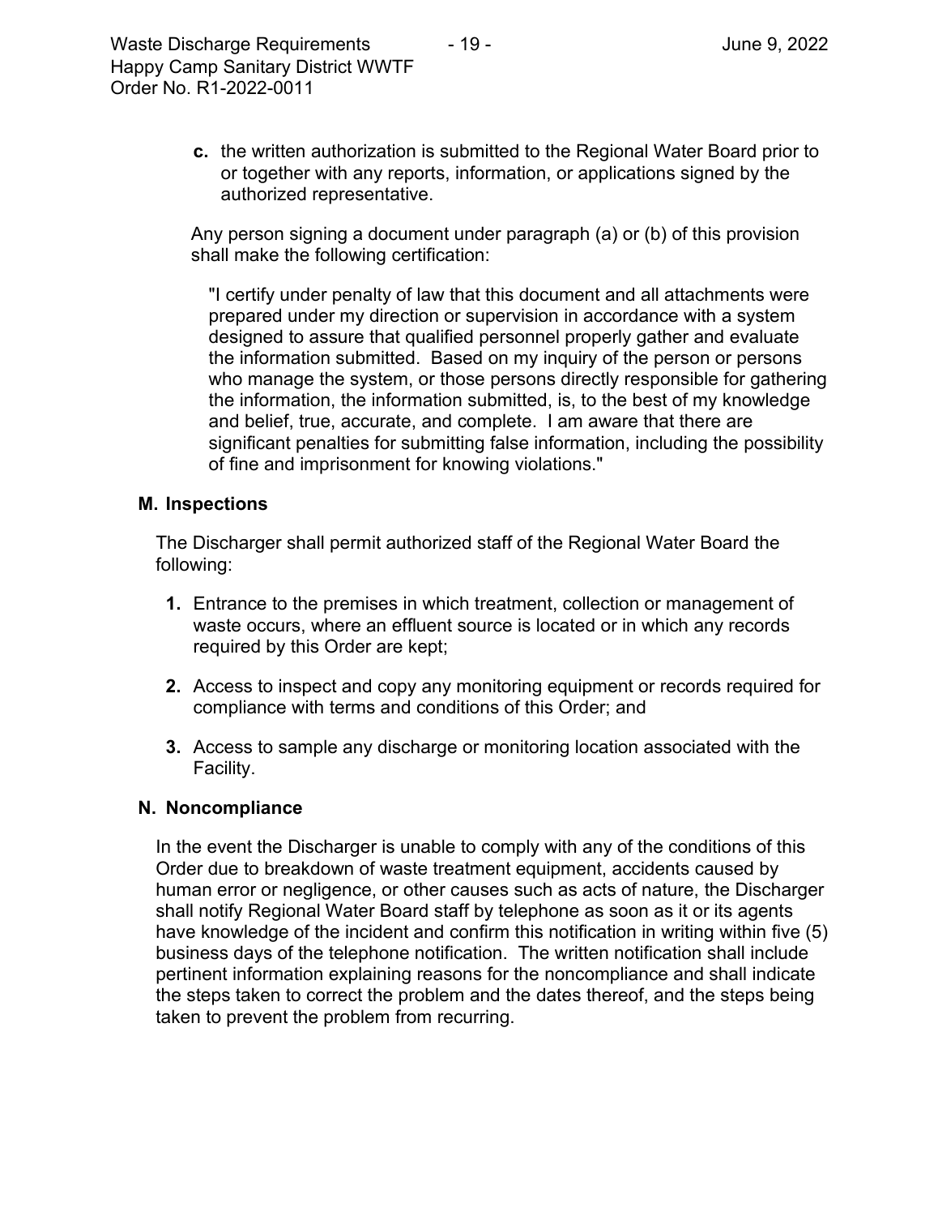**c.** the written authorization is submitted to the Regional Water Board prior to or together with any reports, information, or applications signed by the authorized representative.

Any person signing a document under paragraph (a) or (b) of this provision shall make the following certification:

"I certify under penalty of law that this document and all attachments were prepared under my direction or supervision in accordance with a system designed to assure that qualified personnel properly gather and evaluate the information submitted. Based on my inquiry of the person or persons who manage the system, or those persons directly responsible for gathering the information, the information submitted, is, to the best of my knowledge and belief, true, accurate, and complete. I am aware that there are significant penalties for submitting false information, including the possibility of fine and imprisonment for knowing violations."

## M. Inspections

The Discharger shall permit authorized staff of the Regional Water Board the following:

1. Entrance to the premises in which treatment, collection or management of waste occurs, where an effluent source is located or in which any records required by this Order are kept;
2. Access to inspect and copy any monitoring equipment or records required for compliance with terms and conditions of this Order; and
3. Access to sample any discharge or monitoring location associated with the Facility.

## N. Noncompliance

In the event the Discharger is unable to comply with any of the conditions of this Order due to breakdown of waste treatment equipment, accidents caused by human error or negligence, or other causes such as acts of nature, the Discharger shall notify Regional Water Board staff by telephone as soon as it or its agents have knowledge of the incident and confirm this notification in writing within five (5) business days of the telephone notification. The written notification shall include pertinent information explaining reasons for the noncompliance and shall indicate the steps taken to correct the problem and the dates thereof, and the steps being taken to prevent the problem from recurring.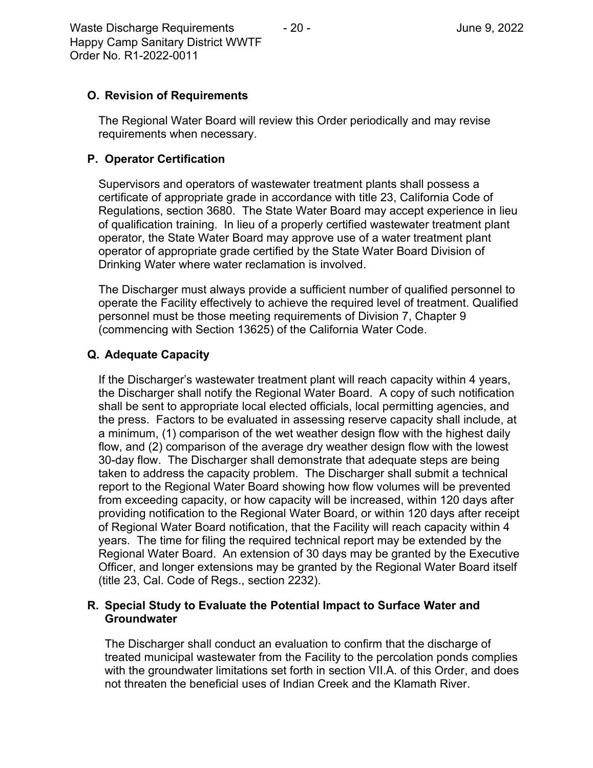### O. Revision of Requirements

The Regional Water Board will review this Order periodically and may revise requirements when necessary.

### P. Operator Certification

Supervisors and operators of wastewater treatment plants shall possess a certificate of appropriate grade in accordance with title 23, California Code of Regulations, section 3680. The State Water Board may accept experience in lieu of qualification training. In lieu of a properly certified wastewater treatment plant operator, the State Water Board may approve use of a water treatment plant operator of appropriate grade certified by the State Water Board Division of Drinking Water where water reclamation is involved.

The Discharger must always provide a sufficient number of qualified personnel to operate the Facility effectively to achieve the required level of treatment. Qualified personnel must be those meeting requirements of Division 7, Chapter 9 (commencing with Section 13625) of the California Water Code.

### Q. Adequate Capacity

If the Discharger's wastewater treatment plant will reach capacity within 4 years, the Discharger shall notify the Regional Water Board. A copy of such notification shall be sent to appropriate local elected officials, local permitting agencies, and the press. Factors to be evaluated in assessing reserve capacity shall include, at a minimum, (1) comparison of the wet weather design flow with the highest daily flow, and (2) comparison of the average dry weather design flow with the lowest 30-day flow. The Discharger shall demonstrate that adequate steps are being taken to address the capacity problem. The Discharger shall submit a technical report to the Regional Water Board showing how flow volumes will be prevented from exceeding capacity, or how capacity will be increased, within 120 days after providing notification to the Regional Water Board, or within 120 days after receipt of Regional Water Board notification, that the Facility will reach capacity within 4 years. The time for filing the required technical report may be extended by the Regional Water Board. An extension of 30 days may be granted by the Executive Officer, and longer extensions may be granted by the Regional Water Board itself (title 23, Cal. Code of Regs., section 2232).

### R. Special Study to Evaluate the Potential Impact to Surface Water and Groundwater

The Discharger shall conduct an evaluation to confirm that the discharge of treated municipal wastewater from the Facility to the percolation ponds complies with the groundwater limitations set forth in section VII.A. of this Order, and does not threaten the beneficial uses of Indian Creek and the Klamath River.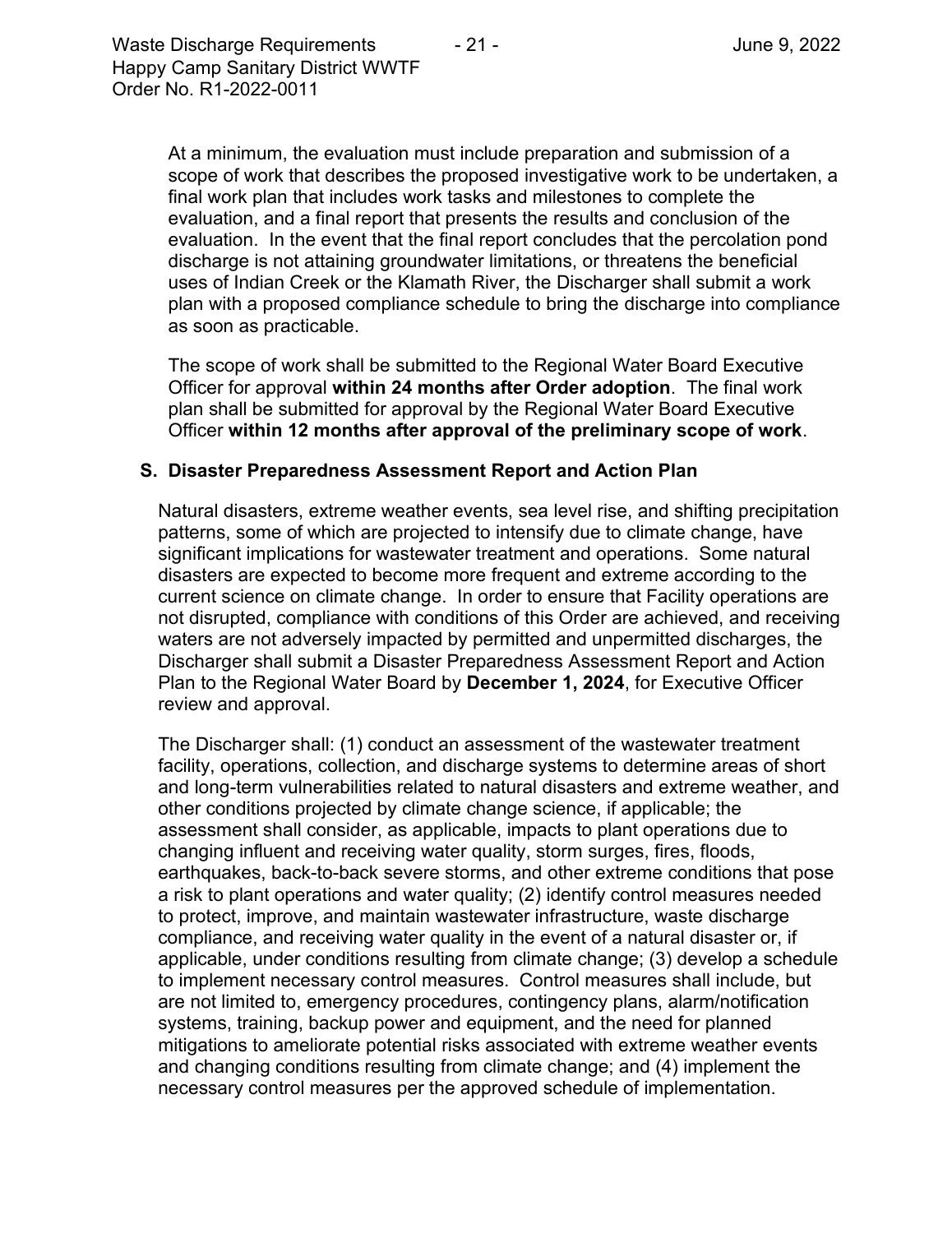At a minimum, the evaluation must include preparation and submission of a scope of work that describes the proposed investigative work to be undertaken, a final work plan that includes work tasks and milestones to complete the evaluation, and a final report that presents the results and conclusion of the evaluation. In the event that the final report concludes that the percolation pond discharge is not attaining groundwater limitations, or threatens the beneficial uses of Indian Creek or the Klamath River, the Discharger shall submit a work plan with a proposed compliance schedule to bring the discharge into compliance as soon as practicable.

The scope of work shall be submitted to the Regional Water Board Executive Officer for approval **within 24 months after Order adoption**. The final work plan shall be submitted for approval by the Regional Water Board Executive Officer **within 12 months after approval of the preliminary scope of work**.

### S. Disaster Preparedness Assessment Report and Action Plan

Natural disasters, extreme weather events, sea level rise, and shifting precipitation patterns, some of which are projected to intensify due to climate change, have significant implications for wastewater treatment and operations. Some natural disasters are expected to become more frequent and extreme according to the current science on climate change. In order to ensure that Facility operations are not disrupted, compliance with conditions of this Order are achieved, and receiving waters are not adversely impacted by permitted and unpermitted discharges, the Discharger shall submit a Disaster Preparedness Assessment Report and Action Plan to the Regional Water Board by **December 1, 2024**, for Executive Officer review and approval.

The Discharger shall: (1) conduct an assessment of the wastewater treatment facility, operations, collection, and discharge systems to determine areas of short and long-term vulnerabilities related to natural disasters and extreme weather, and other conditions projected by climate change science, if applicable; the assessment shall consider, as applicable, impacts to plant operations due to changing influent and receiving water quality, storm surges, fires, floods, earthquakes, back-to-back severe storms, and other extreme conditions that pose a risk to plant operations and water quality; (2) identify control measures needed to protect, improve, and maintain wastewater infrastructure, waste discharge compliance, and receiving water quality in the event of a natural disaster or, if applicable, under conditions resulting from climate change; (3) develop a schedule to implement necessary control measures. Control measures shall include, but are not limited to, emergency procedures, contingency plans, alarm/notification systems, training, backup power and equipment, and the need for planned mitigations to ameliorate potential risks associated with extreme weather events and changing conditions resulting from climate change; and (4) implement the necessary control measures per the approved schedule of implementation.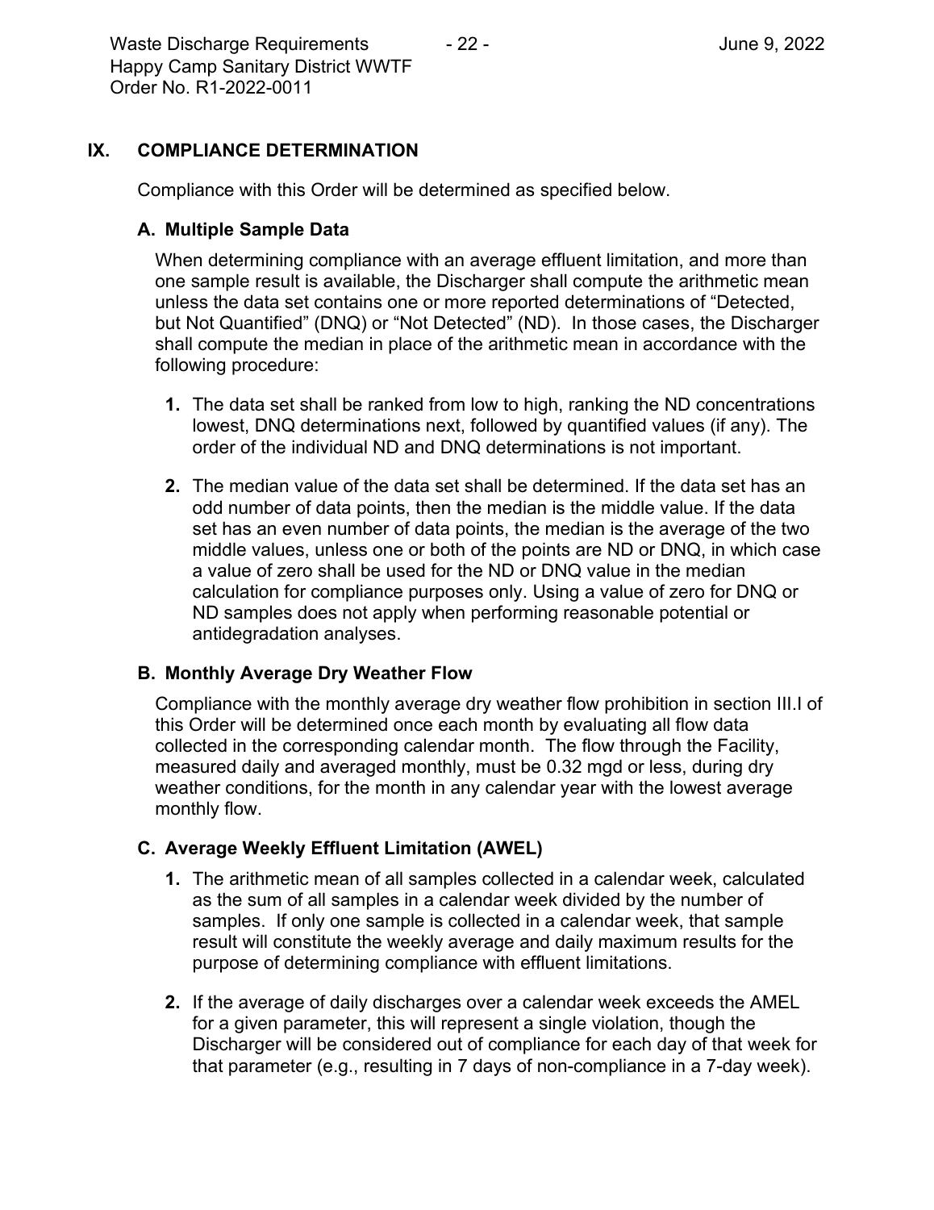## IX. COMPLIANCE DETERMINATION

Compliance with this Order will be determined as specified below.

### A. Multiple Sample Data

When determining compliance with an average effluent limitation, and more than one sample result is available, the Discharger shall compute the arithmetic mean unless the data set contains one or more reported determinations of "Detected, but Not Quantified" (DNQ) or "Not Detected" (ND). In those cases, the Discharger shall compute the median in place of the arithmetic mean in accordance with the following procedure:

1. The data set shall be ranked from low to high, ranking the ND concentrations lowest, DNQ determinations next, followed by quantified values (if any). The order of the individual ND and DNQ determinations is not important.

2. The median value of the data set shall be determined. If the data set has an odd number of data points, then the median is the middle value. If the data set has an even number of data points, the median is the average of the two middle values, unless one or both of the points are ND or DNQ, in which case a value of zero shall be used for the ND or DNQ value in the median calculation for compliance purposes only. Using a value of zero for DNQ or ND samples does not apply when performing reasonable potential or antidegradation analyses.

### B. Monthly Average Dry Weather Flow

Compliance with the monthly average dry weather flow prohibition in section III.I of this Order will be determined once each month by evaluating all flow data collected in the corresponding calendar month. The flow through the Facility, measured daily and averaged monthly, must be 0.32 mgd or less, during dry weather conditions, for the month in any calendar year with the lowest average monthly flow.

### C. Average Weekly Effluent Limitation (AWEL)

1. The arithmetic mean of all samples collected in a calendar week, calculated as the sum of all samples in a calendar week divided by the number of samples. If only one sample is collected in a calendar week, that sample result will constitute the weekly average and daily maximum results for the purpose of determining compliance with effluent limitations.

2. If the average of daily discharges over a calendar week exceeds the AMEL for a given parameter, this will represent a single violation, though the Discharger will be considered out of compliance for each day of that week for that parameter (e.g., resulting in 7 days of non-compliance in a 7-day week).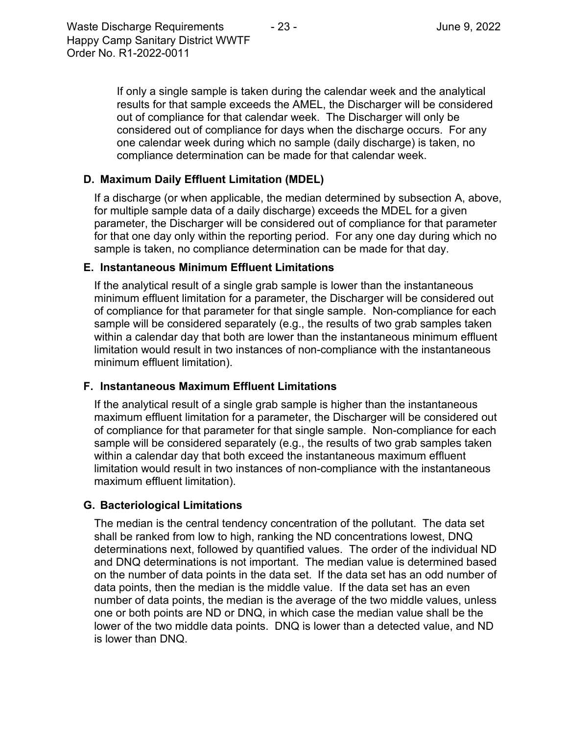If only a single sample is taken during the calendar week and the analytical results for that sample exceeds the AMEL, the Discharger will be considered out of compliance for that calendar week. The Discharger will only be considered out of compliance for days when the discharge occurs. For any one calendar week during which no sample (daily discharge) is taken, no compliance determination can be made for that calendar week.

### D. Maximum Daily Effluent Limitation (MDEL)

If a discharge (or when applicable, the median determined by subsection A, above, for multiple sample data of a daily discharge) exceeds the MDEL for a given parameter, the Discharger will be considered out of compliance for that parameter for that one day only within the reporting period. For any one day during which no sample is taken, no compliance determination can be made for that day.

### E. Instantaneous Minimum Effluent Limitations

If the analytical result of a single grab sample is lower than the instantaneous minimum effluent limitation for a parameter, the Discharger will be considered out of compliance for that parameter for that single sample. Non-compliance for each sample will be considered separately (e.g., the results of two grab samples taken within a calendar day that both are lower than the instantaneous minimum effluent limitation would result in two instances of non-compliance with the instantaneous minimum effluent limitation).

### F. Instantaneous Maximum Effluent Limitations

If the analytical result of a single grab sample is higher than the instantaneous maximum effluent limitation for a parameter, the Discharger will be considered out of compliance for that parameter for that single sample. Non-compliance for each sample will be considered separately (e.g., the results of two grab samples taken within a calendar day that both exceed the instantaneous maximum effluent limitation would result in two instances of non-compliance with the instantaneous maximum effluent limitation).

### G. Bacteriological Limitations

The median is the central tendency concentration of the pollutant. The data set shall be ranked from low to high, ranking the ND concentrations lowest, DNQ determinations next, followed by quantified values. The order of the individual ND and DNQ determinations is not important. The median value is determined based on the number of data points in the data set. If the data set has an odd number of data points, then the median is the middle value. If the data set has an even number of data points, the median is the average of the two middle values, unless one or both points are ND or DNQ, in which case the median value shall be the lower of the two middle data points. DNQ is lower than a detected value, and ND is lower than DNQ.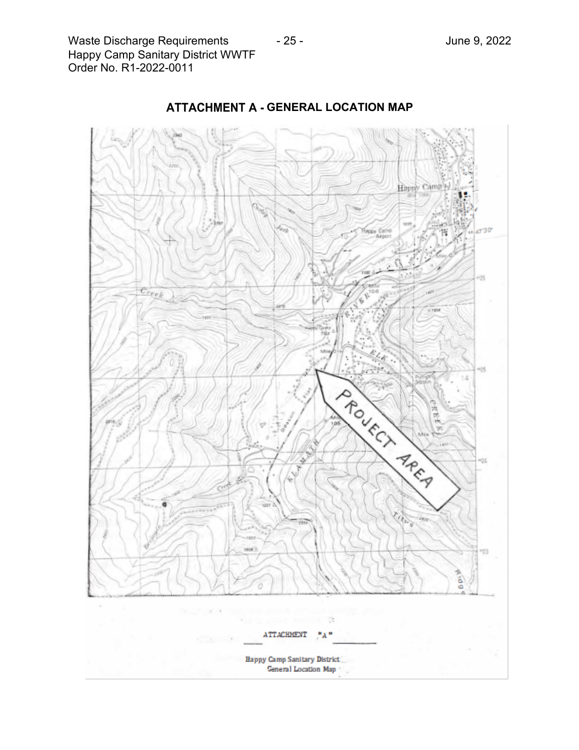## ATTACHMENT A - GENERAL LOCATION MAP

Happy Camp

Happy Camp Airport

KLAMATH RIVER

ELK CREEK

PROJECT AREA

ATTACHMENT "A"

Happy Camp Sanitary District
General Location Map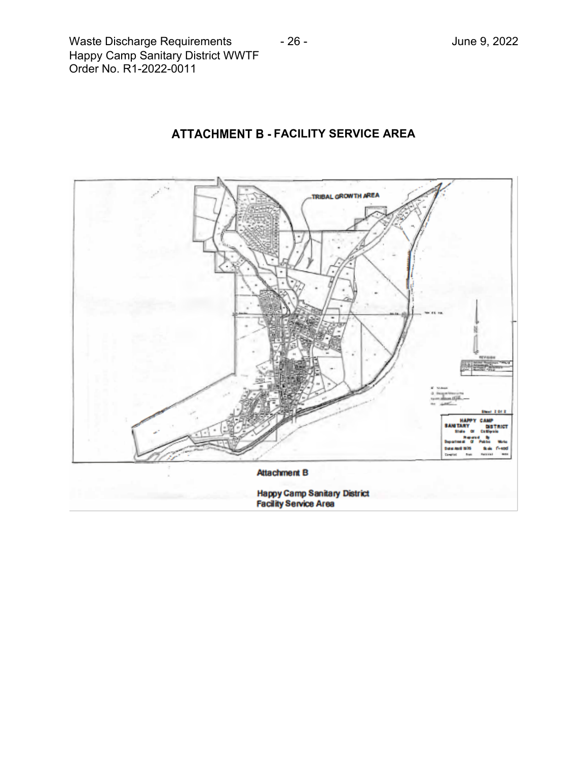## ATTACHMENT B - FACILITY SERVICE AREA

TRIBAL GROWTH AREA

HAPPY CAMP SANITARY DISTRICT

State of California

Prepared By Department of Public Works

Attachment B

Happy Camp Sanitary District
Facility Service Area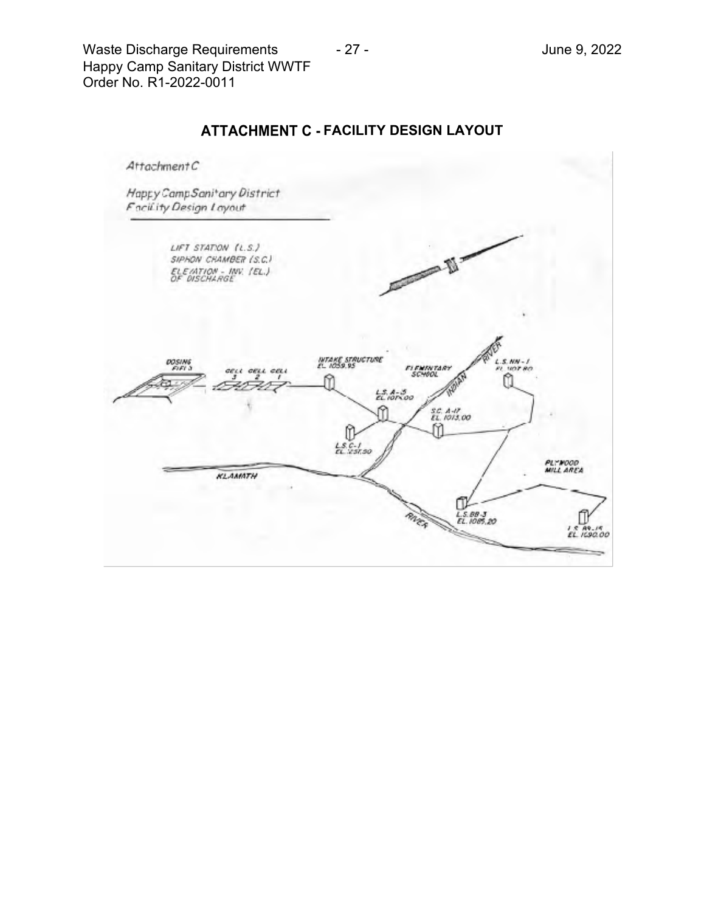## ATTACHMENT C - FACILITY DESIGN LAYOUT

Attachment C

Happy Camp Sanitary District
Facility Design Layout

LIFT STATION (L.S.)
SIPHON CHAMBER (S.C.)
ELEVATION - INV. (EL.) OF DISCHARGE

DOSING FIELD

CELL 3
CELL 2
CELL 1

INTAKE STRUCTURE
EL. 1059.95

ELEMENTARY SCHOOL

INDIAN RIVER

L.S. NN-1
EL. 1107.80

L.S. A-5
EL. 1014.00

S.C. A-17
EL. 1013.00

L.S. C-1
EL. 1237.50

KLAMATH RIVER

PLYWOOD MILL AREA

L.S. BB-3
EL. 1085.20

L.S. A9-15
EL. 1090.00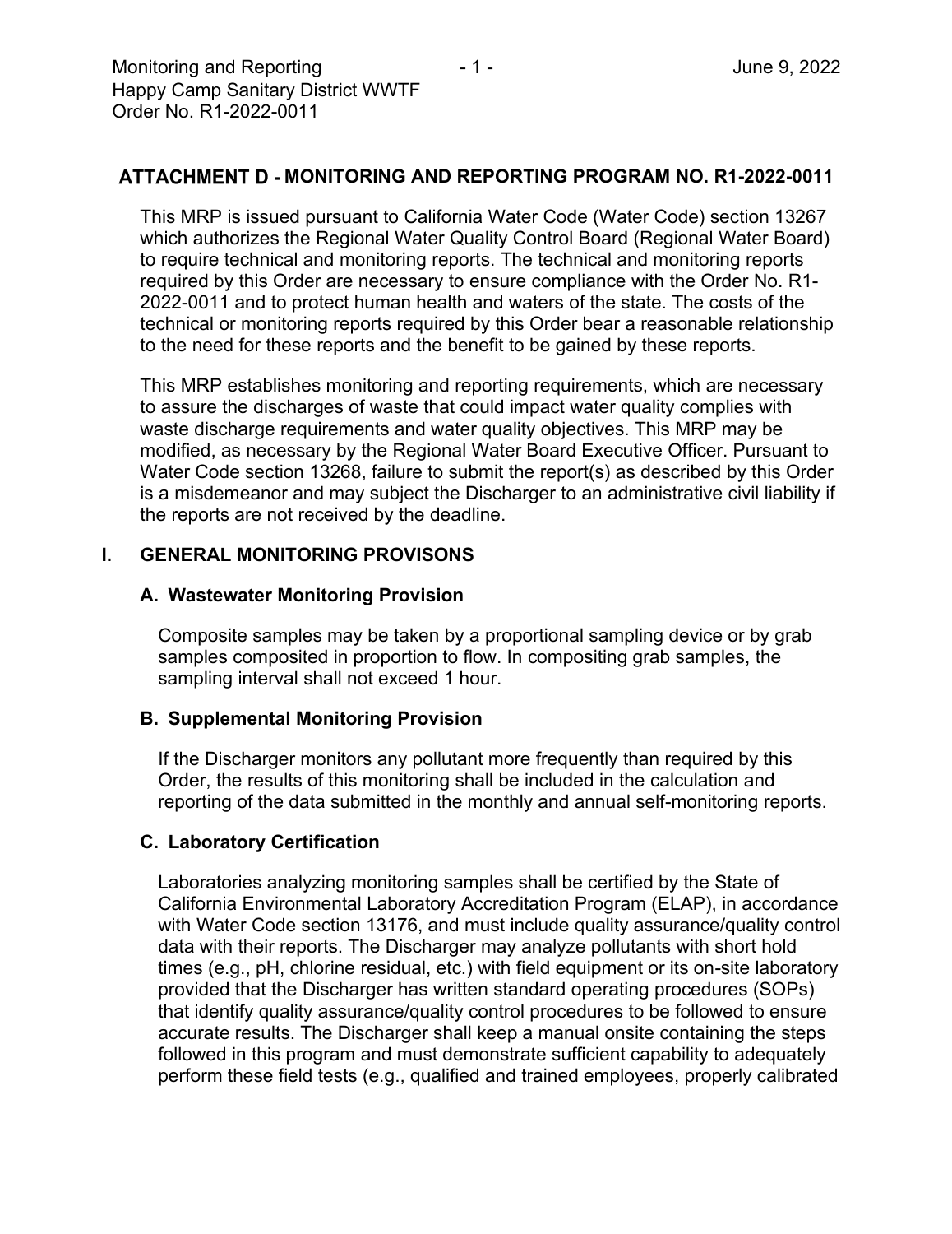## ATTACHMENT D - MONITORING AND REPORTING PROGRAM NO. R1-2022-0011

This MRP is issued pursuant to California Water Code (Water Code) section 13267 which authorizes the Regional Water Quality Control Board (Regional Water Board) to require technical and monitoring reports. The technical and monitoring reports required by this Order are necessary to ensure compliance with the Order No. R1-2022-0011 and to protect human health and waters of the state. The costs of the technical or monitoring reports required by this Order bear a reasonable relationship to the need for these reports and the benefit to be gained by these reports.

This MRP establishes monitoring and reporting requirements, which are necessary to assure the discharges of waste that could impact water quality complies with waste discharge requirements and water quality objectives. This MRP may be modified, as necessary by the Regional Water Board Executive Officer. Pursuant to Water Code section 13268, failure to submit the report(s) as described by this Order is a misdemeanor and may subject the Discharger to an administrative civil liability if the reports are not received by the deadline.

### I. GENERAL MONITORING PROVISONS

#### A. Wastewater Monitoring Provision

Composite samples may be taken by a proportional sampling device or by grab samples composited in proportion to flow. In compositing grab samples, the sampling interval shall not exceed 1 hour.

#### B. Supplemental Monitoring Provision

If the Discharger monitors any pollutant more frequently than required by this Order, the results of this monitoring shall be included in the calculation and reporting of the data submitted in the monthly and annual self-monitoring reports.

#### C. Laboratory Certification

Laboratories analyzing monitoring samples shall be certified by the State of California Environmental Laboratory Accreditation Program (ELAP), in accordance with Water Code section 13176, and must include quality assurance/quality control data with their reports. The Discharger may analyze pollutants with short hold times (e.g., pH, chlorine residual, etc.) with field equipment or its on-site laboratory provided that the Discharger has written standard operating procedures (SOPs) that identify quality assurance/quality control procedures to be followed to ensure accurate results. The Discharger shall keep a manual onsite containing the steps followed in this program and must demonstrate sufficient capability to adequately perform these field tests (e.g., qualified and trained employees, properly calibrated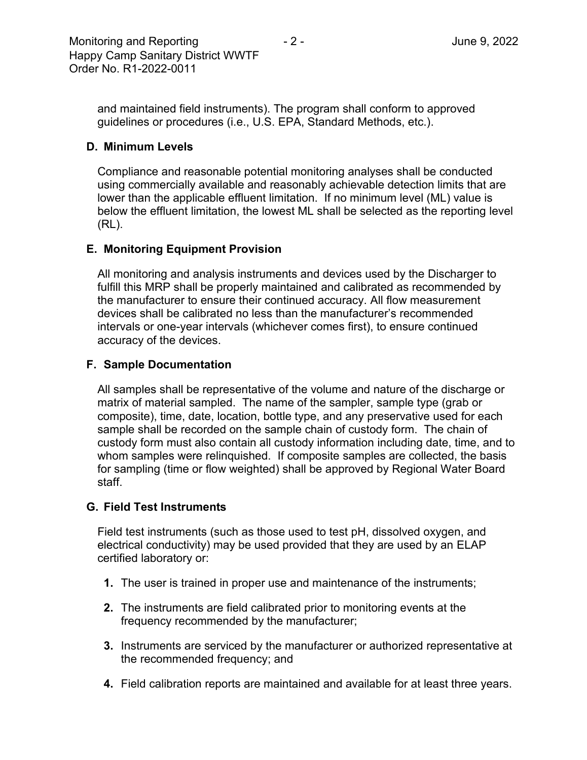and maintained field instruments). The program shall conform to approved guidelines or procedures (i.e., U.S. EPA, Standard Methods, etc.).

### D. Minimum Levels

Compliance and reasonable potential monitoring analyses shall be conducted using commercially available and reasonably achievable detection limits that are lower than the applicable effluent limitation. If no minimum level (ML) value is below the effluent limitation, the lowest ML shall be selected as the reporting level (RL).

### E. Monitoring Equipment Provision

All monitoring and analysis instruments and devices used by the Discharger to fulfill this MRP shall be properly maintained and calibrated as recommended by the manufacturer to ensure their continued accuracy. All flow measurement devices shall be calibrated no less than the manufacturer's recommended intervals or one-year intervals (whichever comes first), to ensure continued accuracy of the devices.

### F. Sample Documentation

All samples shall be representative of the volume and nature of the discharge or matrix of material sampled. The name of the sampler, sample type (grab or composite), time, date, location, bottle type, and any preservative used for each sample shall be recorded on the sample chain of custody form. The chain of custody form must also contain all custody information including date, time, and to whom samples were relinquished. If composite samples are collected, the basis for sampling (time or flow weighted) shall be approved by Regional Water Board staff.

### G. Field Test Instruments

Field test instruments (such as those used to test pH, dissolved oxygen, and electrical conductivity) may be used provided that they are used by an ELAP certified laboratory or:

1. The user is trained in proper use and maintenance of the instruments;
2. The instruments are field calibrated prior to monitoring events at the frequency recommended by the manufacturer;
3. Instruments are serviced by the manufacturer or authorized representative at the recommended frequency; and
4. Field calibration reports are maintained and available for at least three years.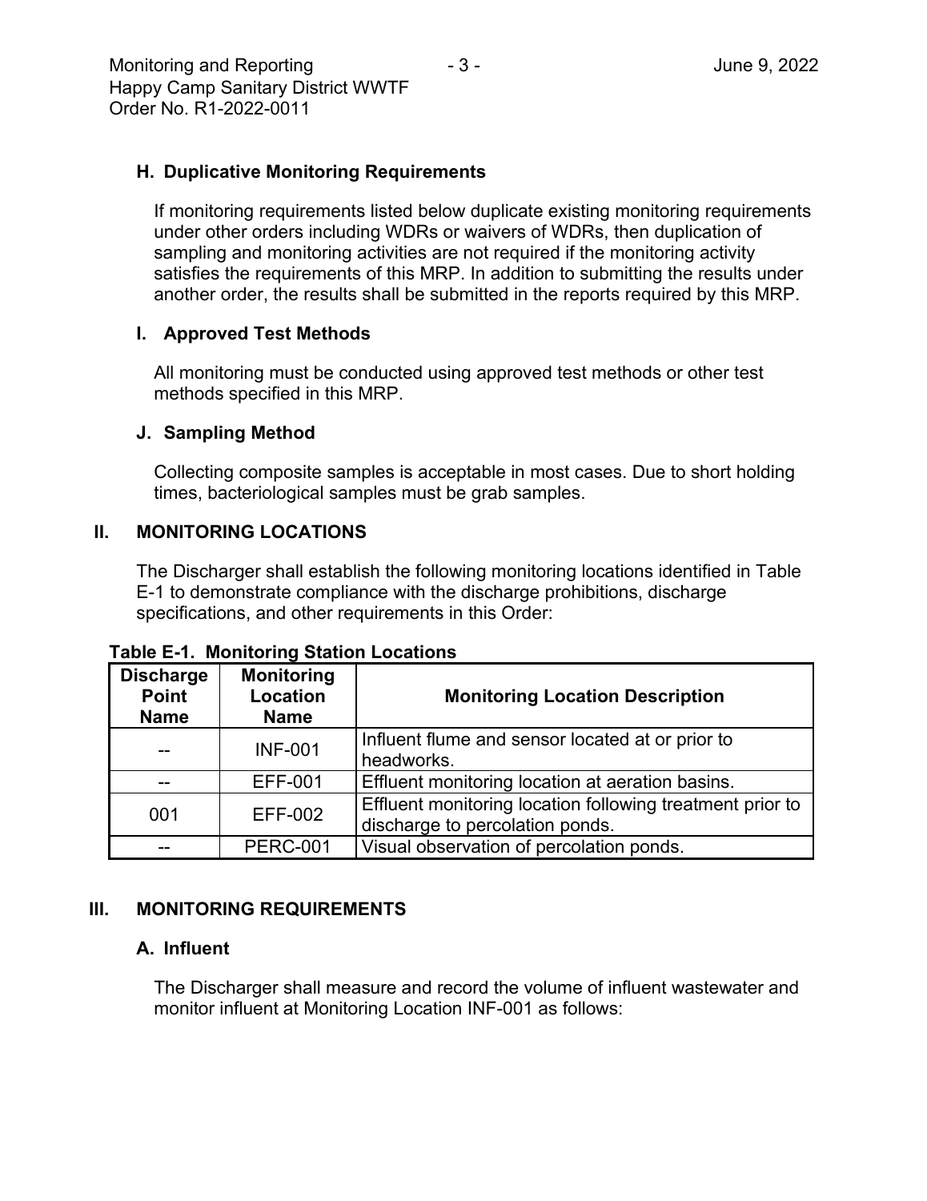### H. Duplicative Monitoring Requirements

If monitoring requirements listed below duplicate existing monitoring requirements under other orders including WDRs or waivers of WDRs, then duplication of sampling and monitoring activities are not required if the monitoring activity satisfies the requirements of this MRP. In addition to submitting the results under another order, the results shall be submitted in the reports required by this MRP.

### I. Approved Test Methods

All monitoring must be conducted using approved test methods or other test methods specified in this MRP.

### J. Sampling Method

Collecting composite samples is acceptable in most cases. Due to short holding times, bacteriological samples must be grab samples.

## II. MONITORING LOCATIONS

The Discharger shall establish the following monitoring locations identified in Table E-1 to demonstrate compliance with the discharge prohibitions, discharge specifications, and other requirements in this Order:

**Table E-1. Monitoring Station Locations**

| Discharge Point Name | Monitoring Location Name | Monitoring Location Description |
|---|---|---|
| -- | INF-001 | Influent flume and sensor located at or prior to headworks. |
| -- | EFF-001 | Effluent monitoring location at aeration basins. |
| 001 | EFF-002 | Effluent monitoring location following treatment prior to discharge to percolation ponds. |
| -- | PERC-001 | Visual observation of percolation ponds. |

## III. MONITORING REQUIREMENTS

### A. Influent

The Discharger shall measure and record the volume of influent wastewater and monitor influent at Monitoring Location INF-001 as follows: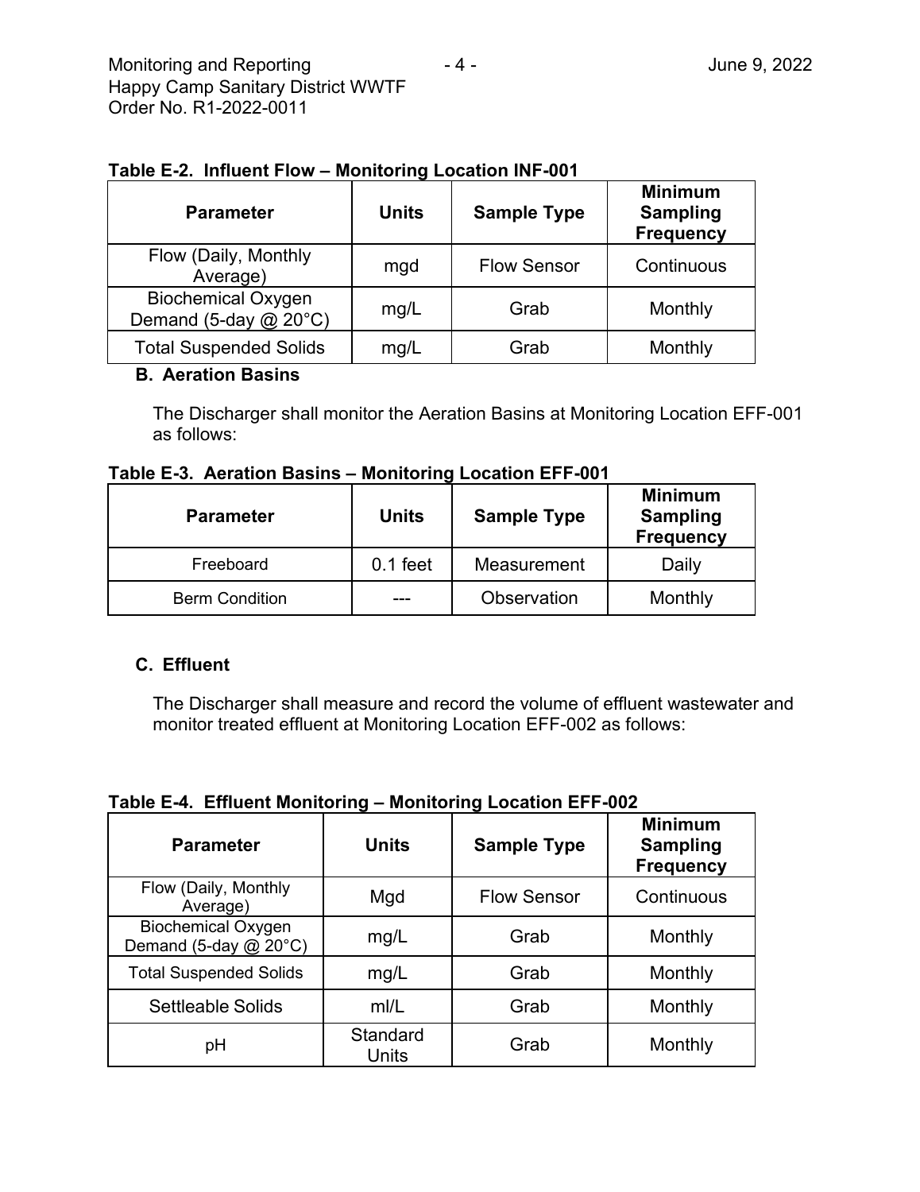**Table E-2. Influent Flow – Monitoring Location INF-001**

| Parameter | Units | Sample Type | Minimum Sampling Frequency |
|---|---|---|---|
| Flow (Daily, Monthly Average) | mgd | Flow Sensor | Continuous |
| Biochemical Oxygen Demand (5-day @ 20°C) | mg/L | Grab | Monthly |
| Total Suspended Solids | mg/L | Grab | Monthly |

### B. Aeration Basins

The Discharger shall monitor the Aeration Basins at Monitoring Location EFF-001 as follows:

**Table E-3. Aeration Basins – Monitoring Location EFF-001**

| Parameter | Units | Sample Type | Minimum Sampling Frequency |
|---|---|---|---|
| Freeboard | 0.1 feet | Measurement | Daily |
| Berm Condition | --- | Observation | Monthly |

### C. Effluent

The Discharger shall measure and record the volume of effluent wastewater and monitor treated effluent at Monitoring Location EFF-002 as follows:

**Table E-4. Effluent Monitoring – Monitoring Location EFF-002**

| Parameter | Units | Sample Type | Minimum Sampling Frequency |
|---|---|---|---|
| Flow (Daily, Monthly Average) | Mgd | Flow Sensor | Continuous |
| Biochemical Oxygen Demand (5-day @ 20°C) | mg/L | Grab | Monthly |
| Total Suspended Solids | mg/L | Grab | Monthly |
| Settleable Solids | ml/L | Grab | Monthly |
| pH | Standard Units | Grab | Monthly |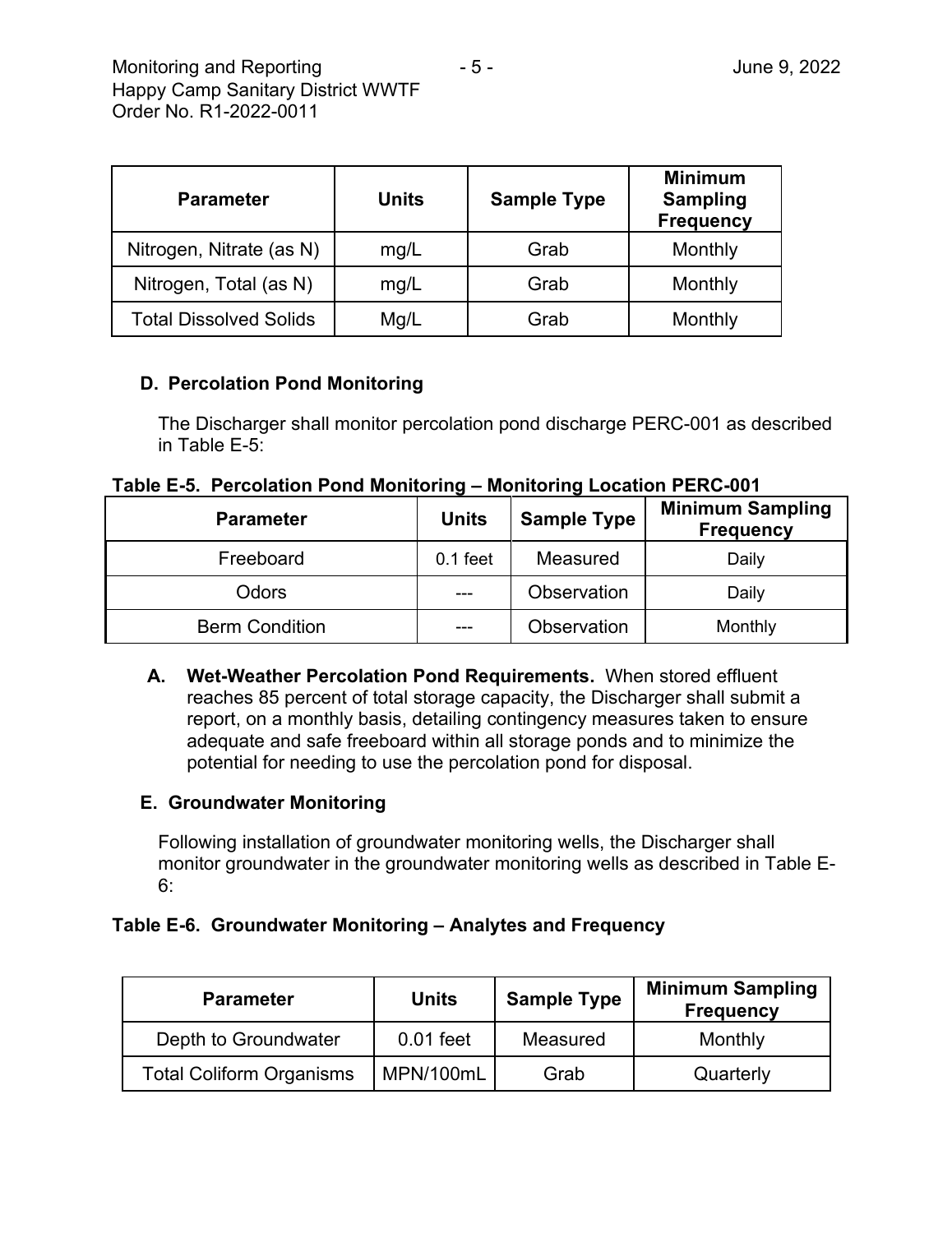| Parameter | Units | Sample Type | Minimum Sampling Frequency |
|---|---|---|---|
| Nitrogen, Nitrate (as N) | mg/L | Grab | Monthly |
| Nitrogen, Total (as N) | mg/L | Grab | Monthly |
| Total Dissolved Solids | Mg/L | Grab | Monthly |

### D. Percolation Pond Monitoring

The Discharger shall monitor percolation pond discharge PERC-001 as described in Table E-5:

**Table E-5. Percolation Pond Monitoring – Monitoring Location PERC-001**

| Parameter | Units | Sample Type | Minimum Sampling Frequency |
|---|---|---|---|
| Freeboard | 0.1 feet | Measured | Daily |
| Odors | --- | Observation | Daily |
| Berm Condition | --- | Observation | Monthly |

**A. Wet-Weather Percolation Pond Requirements.** When stored effluent reaches 85 percent of total storage capacity, the Discharger shall submit a report, on a monthly basis, detailing contingency measures taken to ensure adequate and safe freeboard within all storage ponds and to minimize the potential for needing to use the percolation pond for disposal.

### E. Groundwater Monitoring

Following installation of groundwater monitoring wells, the Discharger shall monitor groundwater in the groundwater monitoring wells as described in Table E-6:

**Table E-6. Groundwater Monitoring – Analytes and Frequency**

| Parameter | Units | Sample Type | Minimum Sampling Frequency |
|---|---|---|---|
| Depth to Groundwater | 0.01 feet | Measured | Monthly |
| Total Coliform Organisms | MPN/100mL | Grab | Quarterly |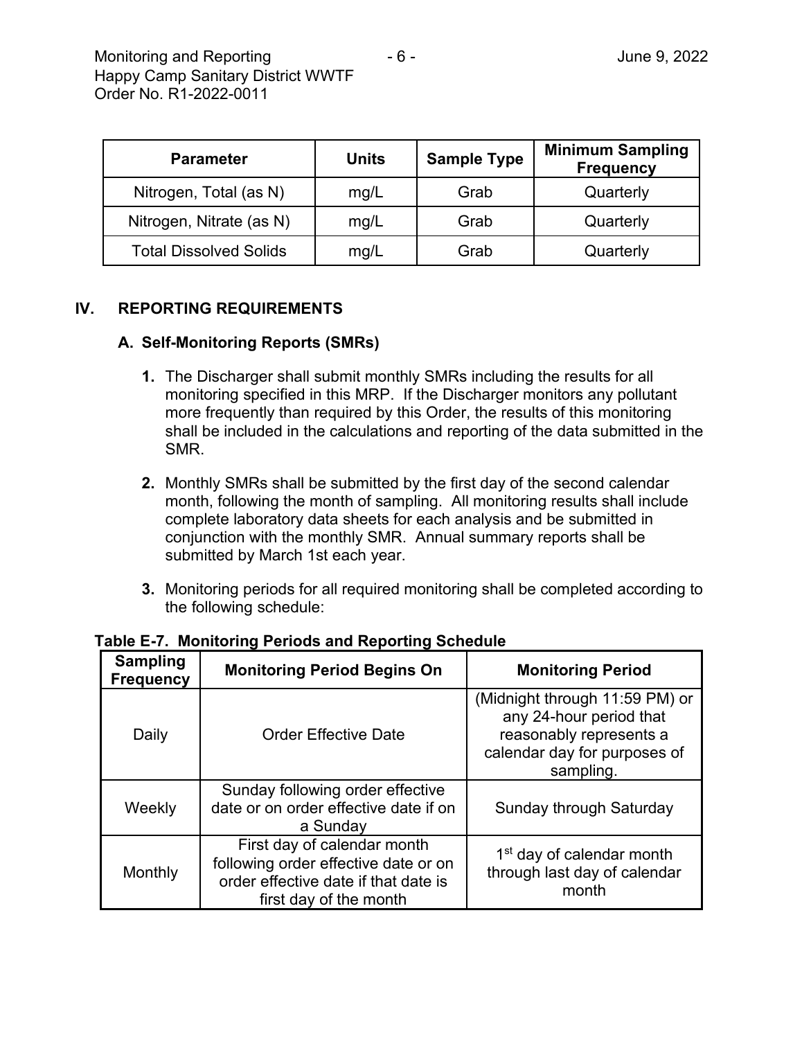| Parameter | Units | Sample Type | Minimum Sampling Frequency |
|---|---|---|---|
| Nitrogen, Total (as N) | mg/L | Grab | Quarterly |
| Nitrogen, Nitrate (as N) | mg/L | Grab | Quarterly |
| Total Dissolved Solids | mg/L | Grab | Quarterly |

## IV. REPORTING REQUIREMENTS

### A. Self-Monitoring Reports (SMRs)

1. The Discharger shall submit monthly SMRs including the results for all monitoring specified in this MRP. If the Discharger monitors any pollutant more frequently than required by this Order, the results of this monitoring shall be included in the calculations and reporting of the data submitted in the SMR.

2. Monthly SMRs shall be submitted by the first day of the second calendar month, following the month of sampling. All monitoring results shall include complete laboratory data sheets for each analysis and be submitted in conjunction with the monthly SMR. Annual summary reports shall be submitted by March 1st each year.

3. Monitoring periods for all required monitoring shall be completed according to the following schedule:

**Table E-7. Monitoring Periods and Reporting Schedule**

| Sampling Frequency | Monitoring Period Begins On | Monitoring Period |
|---|---|---|
| Daily | Order Effective Date | (Midnight through 11:59 PM) or any 24-hour period that reasonably represents a calendar day for purposes of sampling. |
| Weekly | Sunday following order effective date or on order effective date if on a Sunday | Sunday through Saturday |
| Monthly | First day of calendar month following order effective date or on order effective date if that date is first day of the month | 1st day of calendar month through last day of calendar month |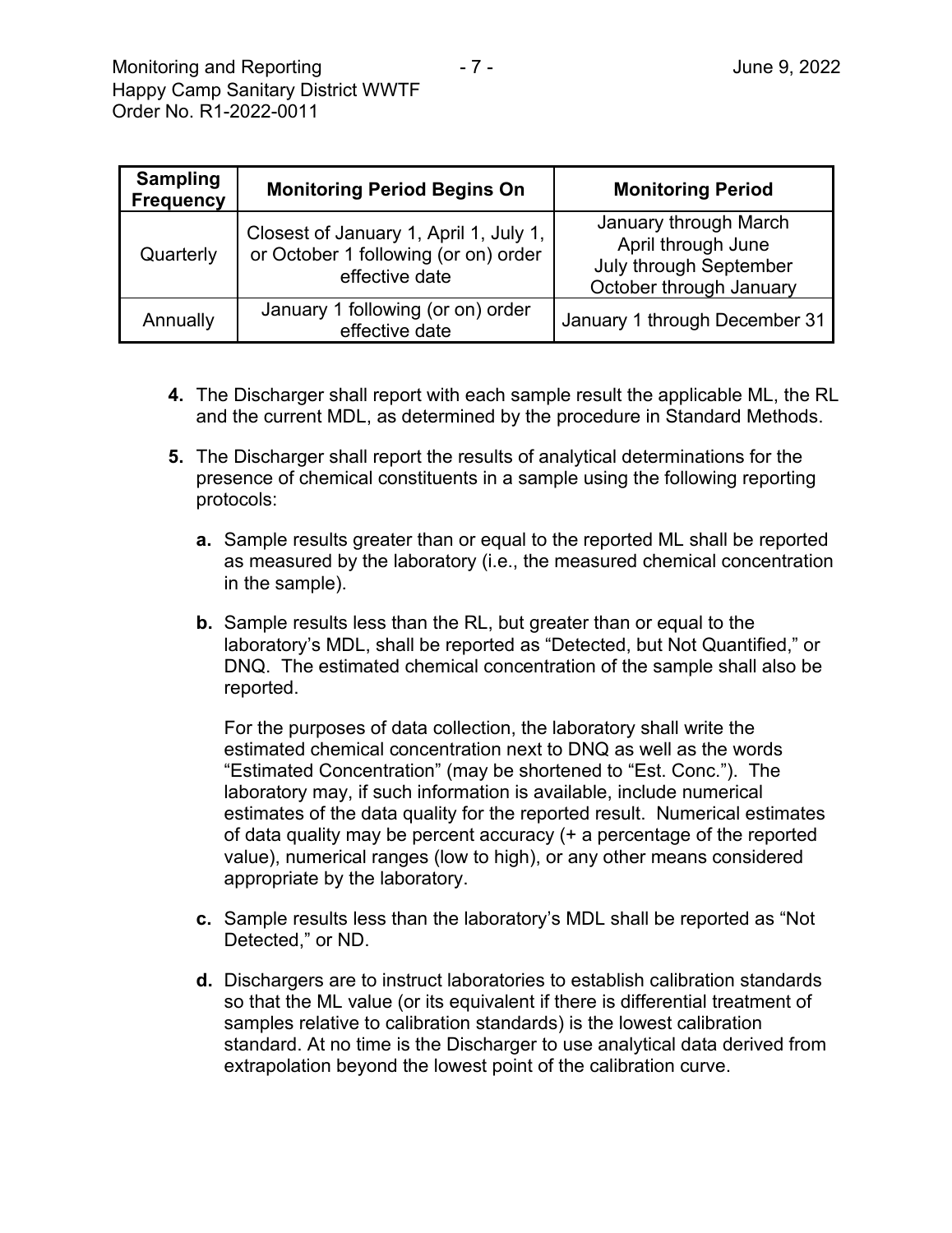| Sampling Frequency | Monitoring Period Begins On | Monitoring Period |
|---|---|---|
| Quarterly | Closest of January 1, April 1, July 1, or October 1 following (or on) order effective date | January through March<br>April through June<br>July through September<br>October through January |
| Annually | January 1 following (or on) order effective date | January 1 through December 31 |

**4.** The Discharger shall report with each sample result the applicable ML, the RL and the current MDL, as determined by the procedure in Standard Methods.

**5.** The Discharger shall report the results of analytical determinations for the presence of chemical constituents in a sample using the following reporting protocols:

**a.** Sample results greater than or equal to the reported ML shall be reported as measured by the laboratory (i.e., the measured chemical concentration in the sample).

**b.** Sample results less than the RL, but greater than or equal to the laboratory's MDL, shall be reported as "Detected, but Not Quantified," or DNQ. The estimated chemical concentration of the sample shall also be reported.

For the purposes of data collection, the laboratory shall write the estimated chemical concentration next to DNQ as well as the words "Estimated Concentration" (may be shortened to "Est. Conc."). The laboratory may, if such information is available, include numerical estimates of the data quality for the reported result. Numerical estimates of data quality may be percent accuracy (+ a percentage of the reported value), numerical ranges (low to high), or any other means considered appropriate by the laboratory.

**c.** Sample results less than the laboratory's MDL shall be reported as "Not Detected," or ND.

**d.** Dischargers are to instruct laboratories to establish calibration standards so that the ML value (or its equivalent if there is differential treatment of samples relative to calibration standards) is the lowest calibration standard. At no time is the Discharger to use analytical data derived from extrapolation beyond the lowest point of the calibration curve.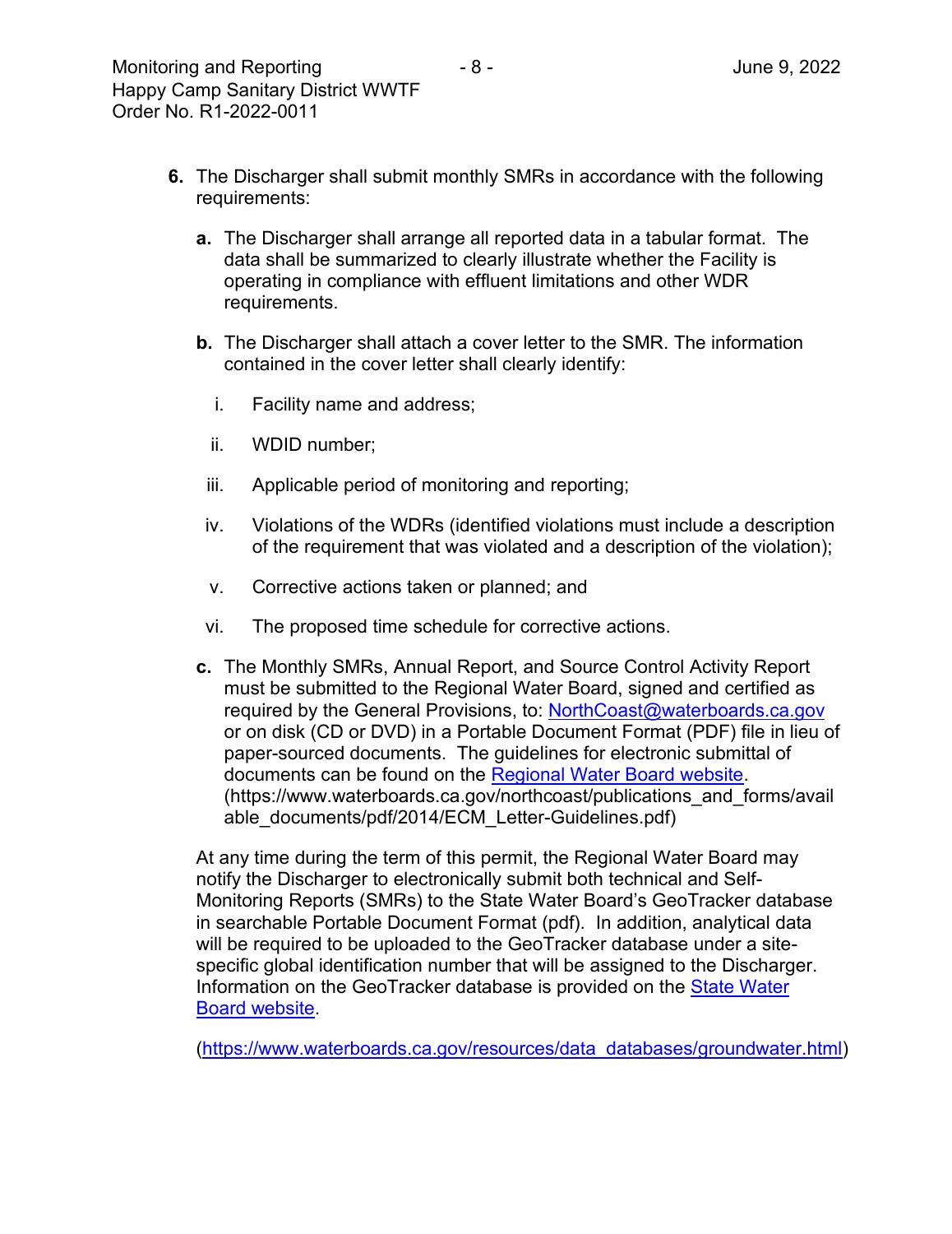**6.** The Discharger shall submit monthly SMRs in accordance with the following requirements:

   **a.** The Discharger shall arrange all reported data in a tabular format. The data shall be summarized to clearly illustrate whether the Facility is operating in compliance with effluent limitations and other WDR requirements.

   **b.** The Discharger shall attach a cover letter to the SMR. The information contained in the cover letter shall clearly identify:

      i. Facility name and address;

      ii. WDID number;

      iii. Applicable period of monitoring and reporting;

      iv. Violations of the WDRs (identified violations must include a description of the requirement that was violated and a description of the violation);

      v. Corrective actions taken or planned; and

      vi. The proposed time schedule for corrective actions.

   **c.** The Monthly SMRs, Annual Report, and Source Control Activity Report must be submitted to the Regional Water Board, signed and certified as required by the General Provisions, to: [NorthCoast@waterboards.ca.gov](mailto:NorthCoast@waterboards.ca.gov) or on disk (CD or DVD) in a Portable Document Format (PDF) file in lieu of paper-sourced documents. The guidelines for electronic submittal of documents can be found on the [Regional Water Board website](https://www.waterboards.ca.gov/northcoast/publications_and_forms/available_documents/pdf/2014/ECM_Letter-Guidelines.pdf). (https://www.waterboards.ca.gov/northcoast/publications_and_forms/available_documents/pdf/2014/ECM_Letter-Guidelines.pdf)

   At any time during the term of this permit, the Regional Water Board may notify the Discharger to electronically submit both technical and Self-Monitoring Reports (SMRs) to the State Water Board's GeoTracker database in searchable Portable Document Format (pdf). In addition, analytical data will be required to be uploaded to the GeoTracker database under a site-specific global identification number that will be assigned to the Discharger. Information on the GeoTracker database is provided on the [State Water Board website](https://www.waterboards.ca.gov/resources/data_databases/groundwater.html).

   ([https://www.waterboards.ca.gov/resources/data_databases/groundwater.html](https://www.waterboards.ca.gov/resources/data_databases/groundwater.html))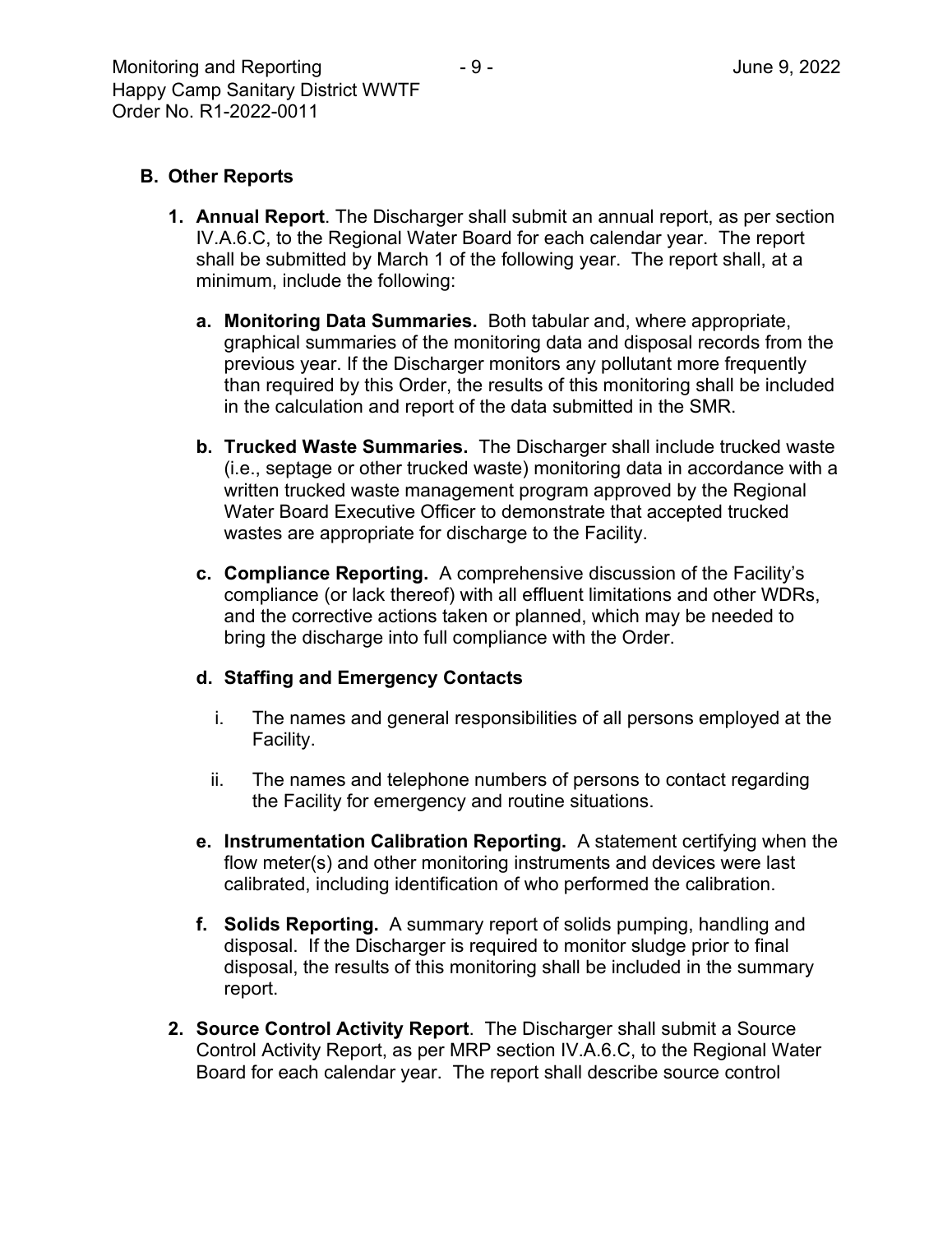## B. Other Reports

1. **Annual Report**. The Discharger shall submit an annual report, as per section IV.A.6.C, to the Regional Water Board for each calendar year. The report shall be submitted by March 1 of the following year. The report shall, at a minimum, include the following:

   a. **Monitoring Data Summaries.** Both tabular and, where appropriate, graphical summaries of the monitoring data and disposal records from the previous year. If the Discharger monitors any pollutant more frequently than required by this Order, the results of this monitoring shall be included in the calculation and report of the data submitted in the SMR.

   b. **Trucked Waste Summaries.** The Discharger shall include trucked waste (i.e., septage or other trucked waste) monitoring data in accordance with a written trucked waste management program approved by the Regional Water Board Executive Officer to demonstrate that accepted trucked wastes are appropriate for discharge to the Facility.

   c. **Compliance Reporting.** A comprehensive discussion of the Facility's compliance (or lack thereof) with all effluent limitations and other WDRs, and the corrective actions taken or planned, which may be needed to bring the discharge into full compliance with the Order.

   d. **Staffing and Emergency Contacts**

      i. The names and general responsibilities of all persons employed at the Facility.

      ii. The names and telephone numbers of persons to contact regarding the Facility for emergency and routine situations.

   e. **Instrumentation Calibration Reporting.** A statement certifying when the flow meter(s) and other monitoring instruments and devices were last calibrated, including identification of who performed the calibration.

   f. **Solids Reporting.** A summary report of solids pumping, handling and disposal. If the Discharger is required to monitor sludge prior to final disposal, the results of this monitoring shall be included in the summary report.

2. **Source Control Activity Report**. The Discharger shall submit a Source Control Activity Report, as per MRP section IV.A.6.C, to the Regional Water Board for each calendar year. The report shall describe source control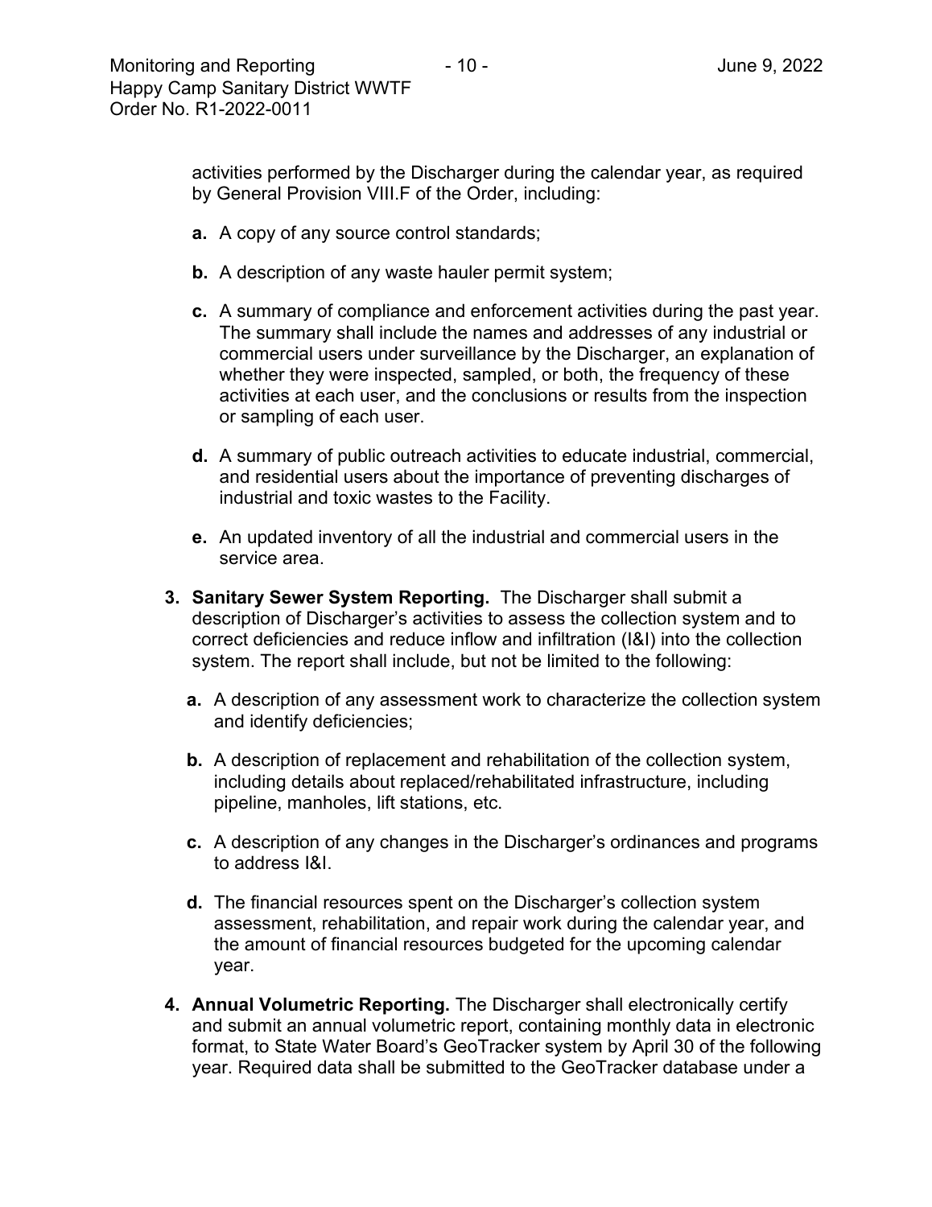activities performed by the Discharger during the calendar year, as required by General Provision VIII.F of the Order, including:

- **a.** A copy of any source control standards;
- **b.** A description of any waste hauler permit system;
- **c.** A summary of compliance and enforcement activities during the past year. The summary shall include the names and addresses of any industrial or commercial users under surveillance by the Discharger, an explanation of whether they were inspected, sampled, or both, the frequency of these activities at each user, and the conclusions or results from the inspection or sampling of each user.
- **d.** A summary of public outreach activities to educate industrial, commercial, and residential users about the importance of preventing discharges of industrial and toxic wastes to the Facility.
- **e.** An updated inventory of all the industrial and commercial users in the service area.

3. **Sanitary Sewer System Reporting.** The Discharger shall submit a description of Discharger's activities to assess the collection system and to correct deficiencies and reduce inflow and infiltration (I&I) into the collection system. The report shall include, but not be limited to the following:
   - **a.** A description of any assessment work to characterize the collection system and identify deficiencies;
   - **b.** A description of replacement and rehabilitation of the collection system, including details about replaced/rehabilitated infrastructure, including pipeline, manholes, lift stations, etc.
   - **c.** A description of any changes in the Discharger's ordinances and programs to address I&I.
   - **d.** The financial resources spent on the Discharger's collection system assessment, rehabilitation, and repair work during the calendar year, and the amount of financial resources budgeted for the upcoming calendar year.

4. **Annual Volumetric Reporting.** The Discharger shall electronically certify and submit an annual volumetric report, containing monthly data in electronic format, to State Water Board's GeoTracker system by April 30 of the following year. Required data shall be submitted to the GeoTracker database under a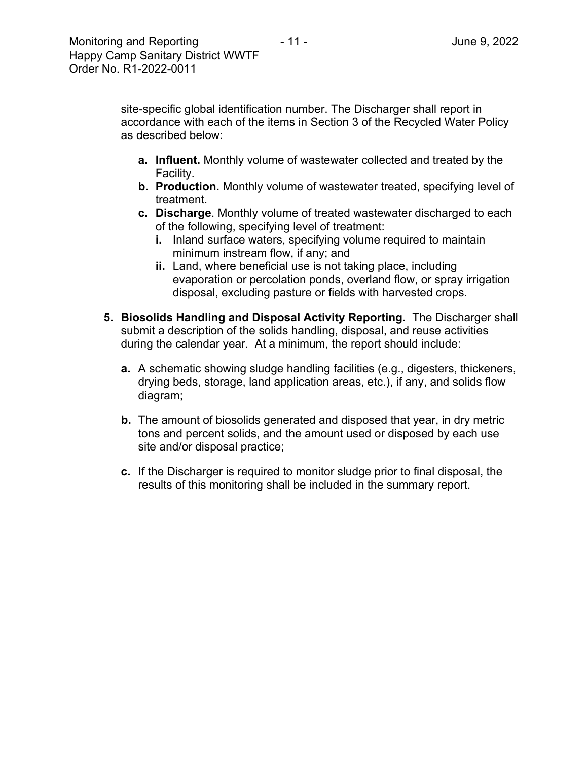site-specific global identification number. The Discharger shall report in accordance with each of the items in Section 3 of the Recycled Water Policy as described below:

   - **a. Influent.** Monthly volume of wastewater collected and treated by the Facility.
   - **b. Production.** Monthly volume of wastewater treated, specifying level of treatment.
   - **c. Discharge**. Monthly volume of treated wastewater discharged to each of the following, specifying level of treatment:
     - **i.** Inland surface waters, specifying volume required to maintain minimum instream flow, if any; and
     - **ii.** Land, where beneficial use is not taking place, including evaporation or percolation ponds, overland flow, or spray irrigation disposal, excluding pasture or fields with harvested crops.

**5. Biosolids Handling and Disposal Activity Reporting.** The Discharger shall submit a description of the solids handling, disposal, and reuse activities during the calendar year. At a minimum, the report should include:

   - **a.** A schematic showing sludge handling facilities (e.g., digesters, thickeners, drying beds, storage, land application areas, etc.), if any, and solids flow diagram;

   - **b.** The amount of biosolids generated and disposed that year, in dry metric tons and percent solids, and the amount used or disposed by each use site and/or disposal practice;

   - **c.** If the Discharger is required to monitor sludge prior to final disposal, the results of this monitoring shall be included in the summary report.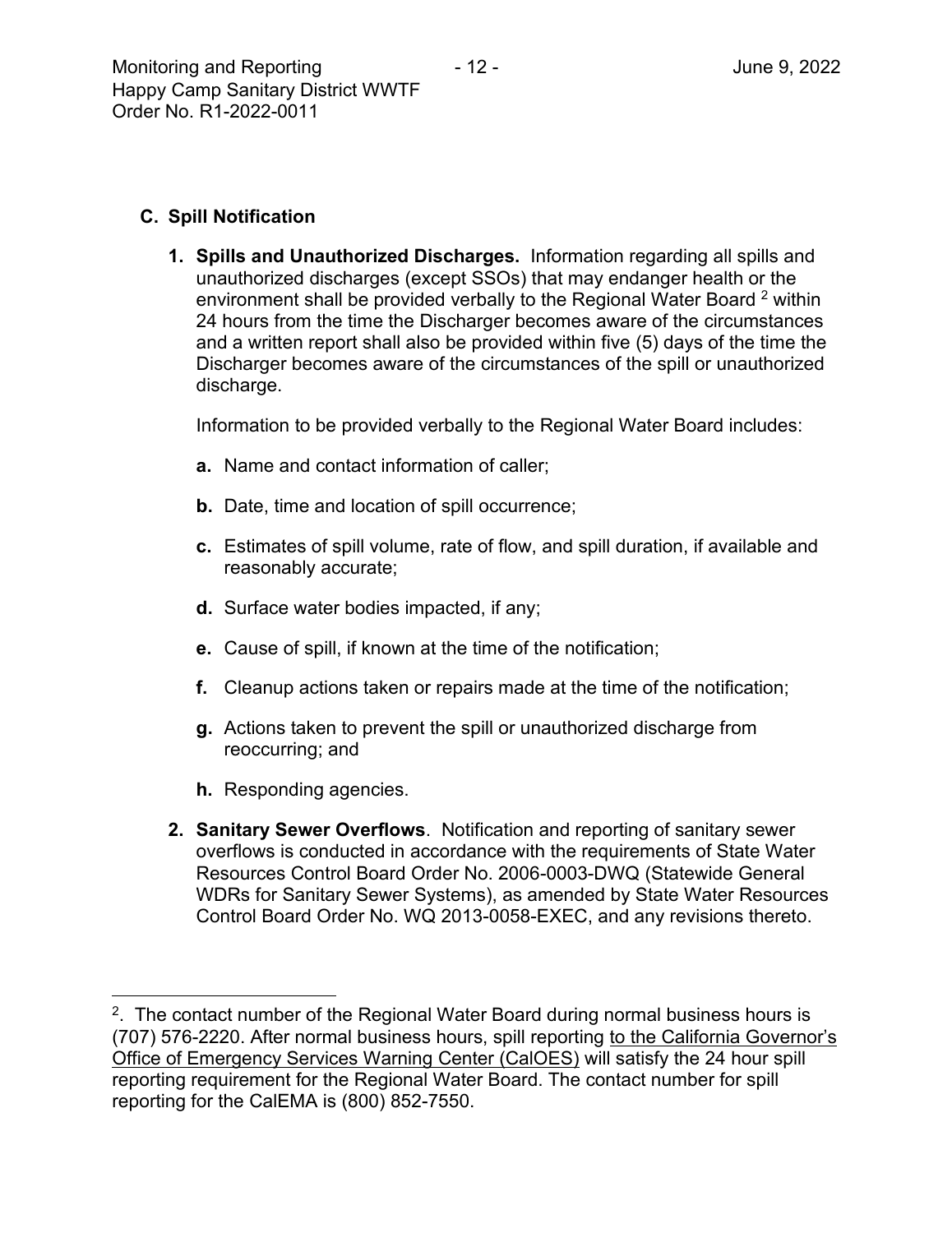## C. Spill Notification

1. **Spills and Unauthorized Discharges.** Information regarding all spills and unauthorized discharges (except SSOs) that may endanger health or the environment shall be provided verbally to the Regional Water Board [2] within 24 hours from the time the Discharger becomes aware of the circumstances and a written report shall also be provided within five (5) days of the time the Discharger becomes aware of the circumstances of the spill or unauthorized discharge.

   Information to be provided verbally to the Regional Water Board includes:

   **a.** Name and contact information of caller;

   **b.** Date, time and location of spill occurrence;

   **c.** Estimates of spill volume, rate of flow, and spill duration, if available and reasonably accurate;

   **d.** Surface water bodies impacted, if any;

   **e.** Cause of spill, if known at the time of the notification;

   **f.** Cleanup actions taken or repairs made at the time of the notification;

   **g.** Actions taken to prevent the spill or unauthorized discharge from reoccurring; and

   **h.** Responding agencies.

2. **Sanitary Sewer Overflows**. Notification and reporting of sanitary sewer overflows is conducted in accordance with the requirements of State Water Resources Control Board Order No. 2006-0003-DWQ (Statewide General WDRs for Sanitary Sewer Systems), as amended by State Water Resources Control Board Order No. WQ 2013-0058-EXEC, and any revisions thereto.

---

[2]. The contact number of the Regional Water Board during normal business hours is (707) 576-2220. After normal business hours, spill reporting to the California Governor's Office of Emergency Services Warning Center (CalOES) will satisfy the 24 hour spill reporting requirement for the Regional Water Board. The contact number for spill reporting for the CalEMA is (800) 852-7550.